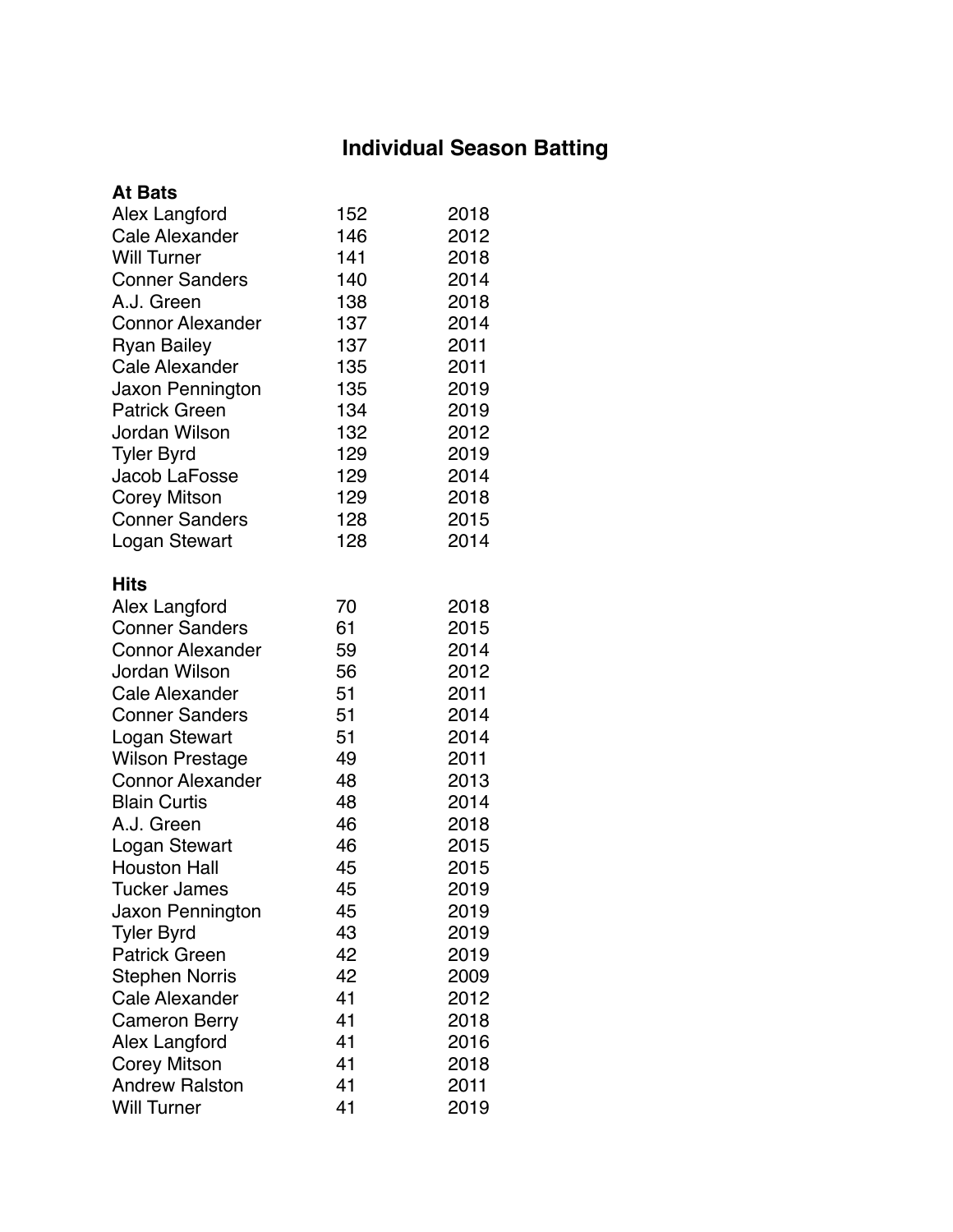# Individual Season Batting

### At Bats

| Player | At Bats | Year |
| --- | --- | --- |
| Alex Langford | 152 | 2018 |
| Cale Alexander | 146 | 2012 |
| Will Turner | 141 | 2018 |
| Conner Sanders | 140 | 2014 |
| A.J. Green | 138 | 2018 |
| Connor Alexander | 137 | 2014 |
| Ryan Bailey | 137 | 2011 |
| Cale Alexander | 135 | 2011 |
| Jaxon Pennington | 135 | 2019 |
| Patrick Green | 134 | 2019 |
| Jordan Wilson | 132 | 2012 |
| Tyler Byrd | 129 | 2019 |
| Jacob LaFosse | 129 | 2014 |
| Corey Mitson | 129 | 2018 |
| Conner Sanders | 128 | 2015 |
| Logan Stewart | 128 | 2014 |

### Hits

| Player | Hits | Year |
| --- | --- | --- |
| Alex Langford | 70 | 2018 |
| Conner Sanders | 61 | 2015 |
| Connor Alexander | 59 | 2014 |
| Jordan Wilson | 56 | 2012 |
| Cale Alexander | 51 | 2011 |
| Conner Sanders | 51 | 2014 |
| Logan Stewart | 51 | 2014 |
| Wilson Prestage | 49 | 2011 |
| Connor Alexander | 48 | 2013 |
| Blain Curtis | 48 | 2014 |
| A.J. Green | 46 | 2018 |
| Logan Stewart | 46 | 2015 |
| Houston Hall | 45 | 2015 |
| Tucker James | 45 | 2019 |
| Jaxon Pennington | 45 | 2019 |
| Tyler Byrd | 43 | 2019 |
| Patrick Green | 42 | 2019 |
| Stephen Norris | 42 | 2009 |
| Cale Alexander | 41 | 2012 |
| Cameron Berry | 41 | 2018 |
| Alex Langford | 41 | 2016 |
| Corey Mitson | 41 | 2018 |
| Andrew Ralston | 41 | 2011 |
| Will Turner | 41 | 2019 |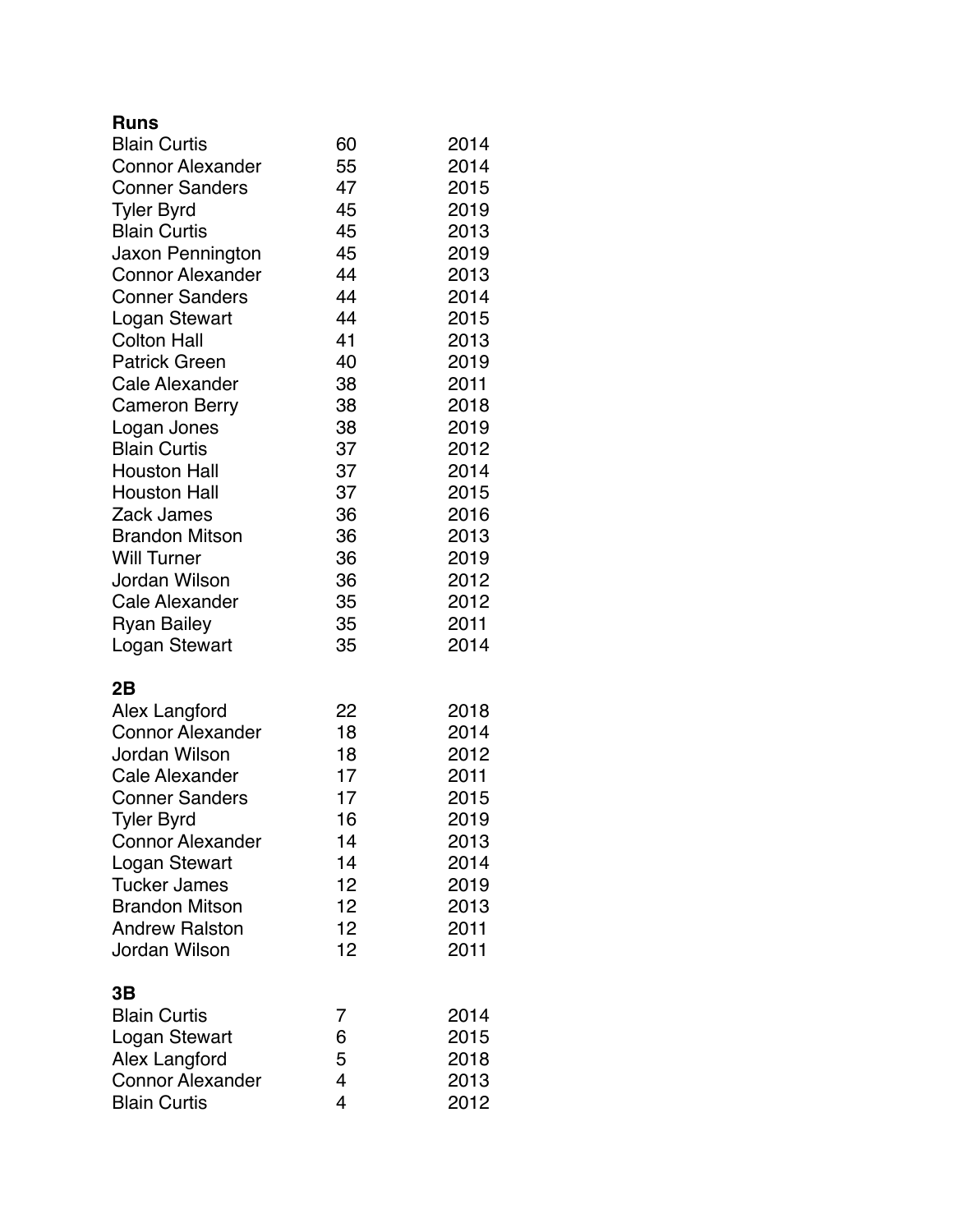**Runs**

| | | |
|---|---|---|
| Blain Curtis | 60 | 2014 |
| Connor Alexander | 55 | 2014 |
| Conner Sanders | 47 | 2015 |
| Tyler Byrd | 45 | 2019 |
| Blain Curtis | 45 | 2013 |
| Jaxon Pennington | 45 | 2019 |
| Connor Alexander | 44 | 2013 |
| Conner Sanders | 44 | 2014 |
| Logan Stewart | 44 | 2015 |
| Colton Hall | 41 | 2013 |
| Patrick Green | 40 | 2019 |
| Cale Alexander | 38 | 2011 |
| Cameron Berry | 38 | 2018 |
| Logan Jones | 38 | 2019 |
| Blain Curtis | 37 | 2012 |
| Houston Hall | 37 | 2014 |
| Houston Hall | 37 | 2015 |
| Zack James | 36 | 2016 |
| Brandon Mitson | 36 | 2013 |
| Will Turner | 36 | 2019 |
| Jordan Wilson | 36 | 2012 |
| Cale Alexander | 35 | 2012 |
| Ryan Bailey | 35 | 2011 |
| Logan Stewart | 35 | 2014 |

**2B**

| | | |
|---|---|---|
| Alex Langford | 22 | 2018 |
| Connor Alexander | 18 | 2014 |
| Jordan Wilson | 18 | 2012 |
| Cale Alexander | 17 | 2011 |
| Conner Sanders | 17 | 2015 |
| Tyler Byrd | 16 | 2019 |
| Connor Alexander | 14 | 2013 |
| Logan Stewart | 14 | 2014 |
| Tucker James | 12 | 2019 |
| Brandon Mitson | 12 | 2013 |
| Andrew Ralston | 12 | 2011 |
| Jordan Wilson | 12 | 2011 |

**3B**

| | | |
|---|---|---|
| Blain Curtis | 7 | 2014 |
| Logan Stewart | 6 | 2015 |
| Alex Langford | 5 | 2018 |
| Connor Alexander | 4 | 2013 |
| Blain Curtis | 4 | 2012 |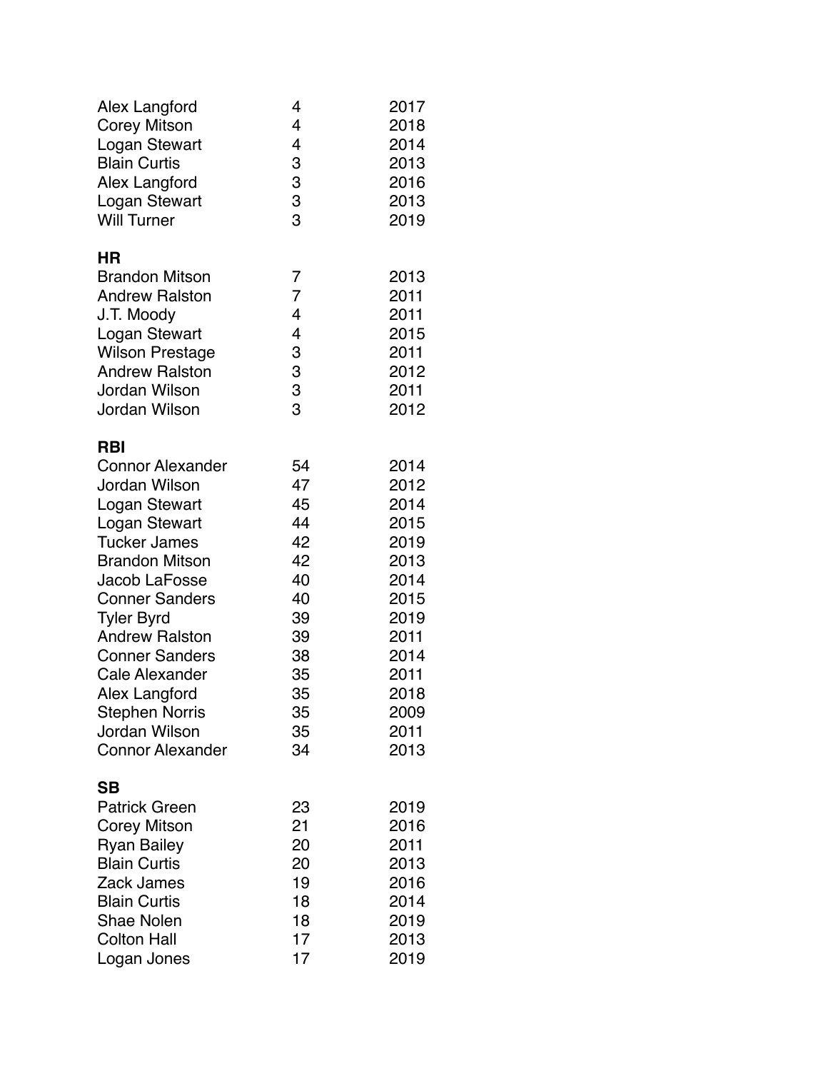| | | |
|---|---|---|
| Alex Langford | 4 | 2017 |
| Corey Mitson | 4 | 2018 |
| Logan Stewart | 4 | 2014 |
| Blain Curtis | 3 | 2013 |
| Alex Langford | 3 | 2016 |
| Logan Stewart | 3 | 2013 |
| Will Turner | 3 | 2019 |

**HR**

| | | |
|---|---|---|
| Brandon Mitson | 7 | 2013 |
| Andrew Ralston | 7 | 2011 |
| J.T. Moody | 4 | 2011 |
| Logan Stewart | 4 | 2015 |
| Wilson Prestage | 3 | 2011 |
| Andrew Ralston | 3 | 2012 |
| Jordan Wilson | 3 | 2011 |
| Jordan Wilson | 3 | 2012 |

**RBI**

| | | |
|---|---|---|
| Connor Alexander | 54 | 2014 |
| Jordan Wilson | 47 | 2012 |
| Logan Stewart | 45 | 2014 |
| Logan Stewart | 44 | 2015 |
| Tucker James | 42 | 2019 |
| Brandon Mitson | 42 | 2013 |
| Jacob LaFosse | 40 | 2014 |
| Conner Sanders | 40 | 2015 |
| Tyler Byrd | 39 | 2019 |
| Andrew Ralston | 39 | 2011 |
| Conner Sanders | 38 | 2014 |
| Cale Alexander | 35 | 2011 |
| Alex Langford | 35 | 2018 |
| Stephen Norris | 35 | 2009 |
| Jordan Wilson | 35 | 2011 |
| Connor Alexander | 34 | 2013 |

**SB**

| | | |
|---|---|---|
| Patrick Green | 23 | 2019 |
| Corey Mitson | 21 | 2016 |
| Ryan Bailey | 20 | 2011 |
| Blain Curtis | 20 | 2013 |
| Zack James | 19 | 2016 |
| Blain Curtis | 18 | 2014 |
| Shae Nolen | 18 | 2019 |
| Colton Hall | 17 | 2013 |
| Logan Jones | 17 | 2019 |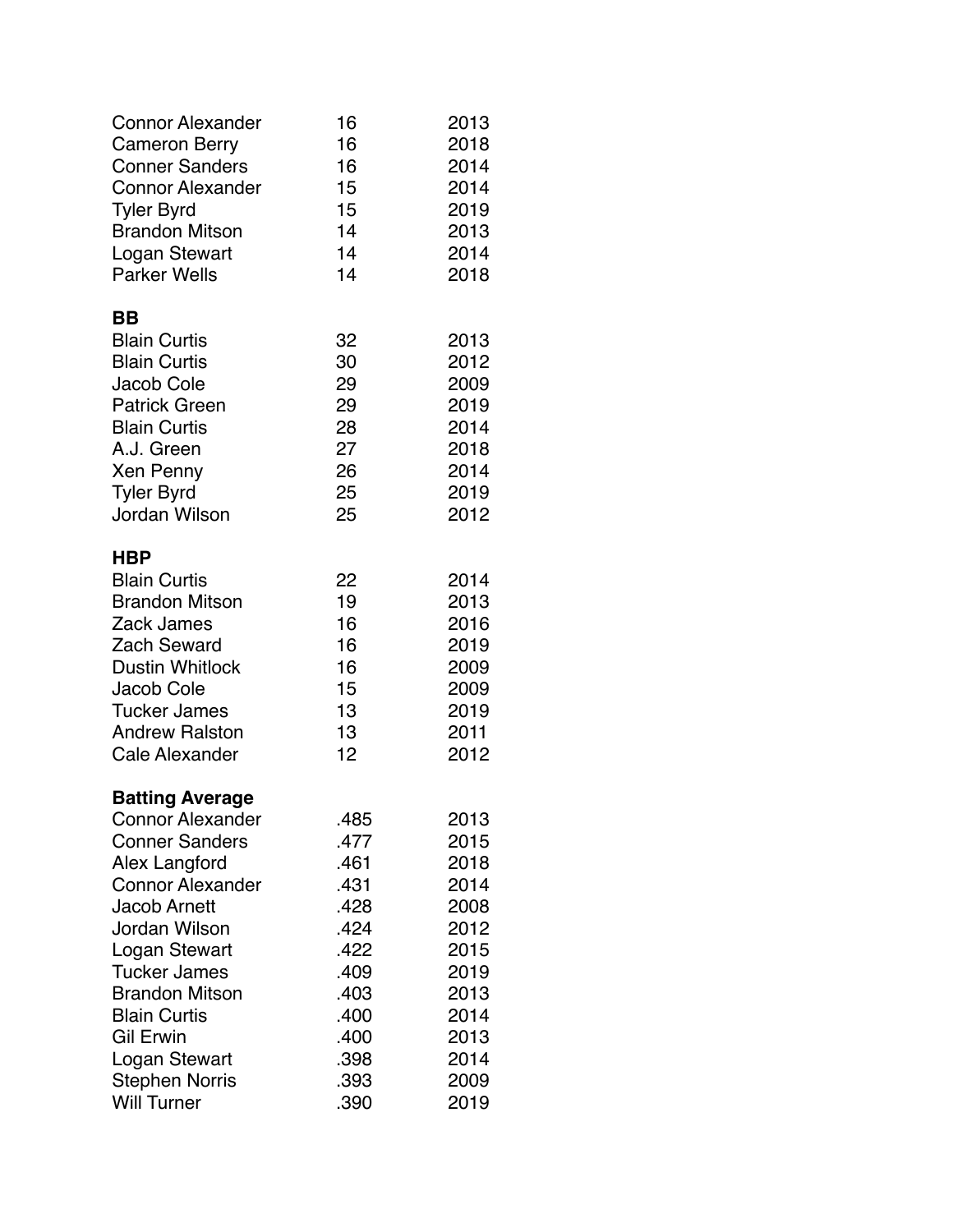| | | |
|---|---|---|
| Connor Alexander | 16 | 2013 |
| Cameron Berry | 16 | 2018 |
| Conner Sanders | 16 | 2014 |
| Connor Alexander | 15 | 2014 |
| Tyler Byrd | 15 | 2019 |
| Brandon Mitson | 14 | 2013 |
| Logan Stewart | 14 | 2014 |
| Parker Wells | 14 | 2018 |

**BB**

| | | |
|---|---|---|
| Blain Curtis | 32 | 2013 |
| Blain Curtis | 30 | 2012 |
| Jacob Cole | 29 | 2009 |
| Patrick Green | 29 | 2019 |
| Blain Curtis | 28 | 2014 |
| A.J. Green | 27 | 2018 |
| Xen Penny | 26 | 2014 |
| Tyler Byrd | 25 | 2019 |
| Jordan Wilson | 25 | 2012 |

**HBP**

| | | |
|---|---|---|
| Blain Curtis | 22 | 2014 |
| Brandon Mitson | 19 | 2013 |
| Zack James | 16 | 2016 |
| Zach Seward | 16 | 2019 |
| Dustin Whitlock | 16 | 2009 |
| Jacob Cole | 15 | 2009 |
| Tucker James | 13 | 2019 |
| Andrew Ralston | 13 | 2011 |
| Cale Alexander | 12 | 2012 |

**Batting Average**

| | | |
|---|---|---|
| Connor Alexander | .485 | 2013 |
| Conner Sanders | .477 | 2015 |
| Alex Langford | .461 | 2018 |
| Connor Alexander | .431 | 2014 |
| Jacob Arnett | .428 | 2008 |
| Jordan Wilson | .424 | 2012 |
| Logan Stewart | .422 | 2015 |
| Tucker James | .409 | 2019 |
| Brandon Mitson | .403 | 2013 |
| Blain Curtis | .400 | 2014 |
| Gil Erwin | .400 | 2013 |
| Logan Stewart | .398 | 2014 |
| Stephen Norris | .393 | 2009 |
| Will Turner | .390 | 2019 |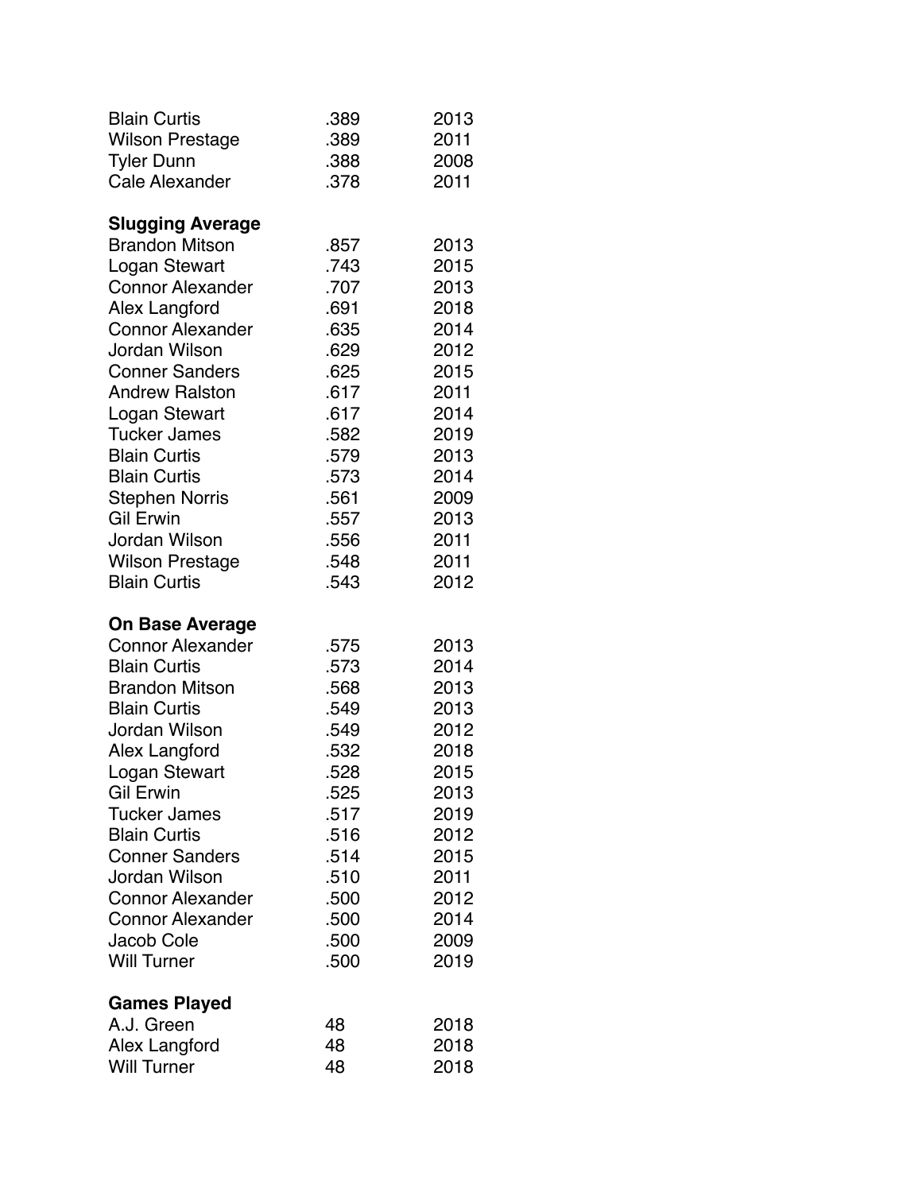| | | |
|---|---|---|
| Blain Curtis | .389 | 2013 |
| Wilson Prestage | .389 | 2011 |
| Tyler Dunn | .388 | 2008 |
| Cale Alexander | .378 | 2011 |

**Slugging Average**

| | | |
|---|---|---|
| Brandon Mitson | .857 | 2013 |
| Logan Stewart | .743 | 2015 |
| Connor Alexander | .707 | 2013 |
| Alex Langford | .691 | 2018 |
| Connor Alexander | .635 | 2014 |
| Jordan Wilson | .629 | 2012 |
| Conner Sanders | .625 | 2015 |
| Andrew Ralston | .617 | 2011 |
| Logan Stewart | .617 | 2014 |
| Tucker James | .582 | 2019 |
| Blain Curtis | .579 | 2013 |
| Blain Curtis | .573 | 2014 |
| Stephen Norris | .561 | 2009 |
| Gil Erwin | .557 | 2013 |
| Jordan Wilson | .556 | 2011 |
| Wilson Prestage | .548 | 2011 |
| Blain Curtis | .543 | 2012 |

**On Base Average**

| | | |
|---|---|---|
| Connor Alexander | .575 | 2013 |
| Blain Curtis | .573 | 2014 |
| Brandon Mitson | .568 | 2013 |
| Blain Curtis | .549 | 2013 |
| Jordan Wilson | .549 | 2012 |
| Alex Langford | .532 | 2018 |
| Logan Stewart | .528 | 2015 |
| Gil Erwin | .525 | 2013 |
| Tucker James | .517 | 2019 |
| Blain Curtis | .516 | 2012 |
| Conner Sanders | .514 | 2015 |
| Jordan Wilson | .510 | 2011 |
| Connor Alexander | .500 | 2012 |
| Connor Alexander | .500 | 2014 |
| Jacob Cole | .500 | 2009 |
| Will Turner | .500 | 2019 |

**Games Played**

| | | |
|---|---|---|
| A.J. Green | 48 | 2018 |
| Alex Langford | 48 | 2018 |
| Will Turner | 48 | 2018 |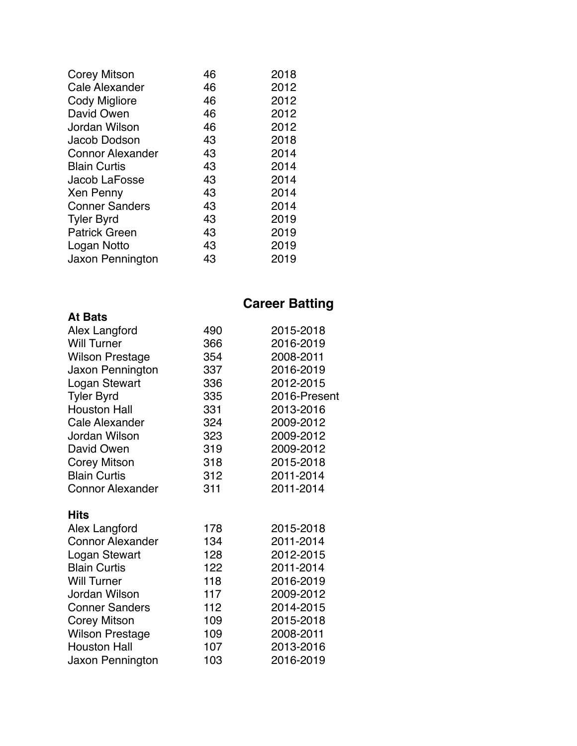| | | |
|---|---|---|
| Corey Mitson | 46 | 2018 |
| Cale Alexander | 46 | 2012 |
| Cody Migliore | 46 | 2012 |
| David Owen | 46 | 2012 |
| Jordan Wilson | 46 | 2012 |
| Jacob Dodson | 43 | 2018 |
| Connor Alexander | 43 | 2014 |
| Blain Curtis | 43 | 2014 |
| Jacob LaFosse | 43 | 2014 |
| Xen Penny | 43 | 2014 |
| Conner Sanders | 43 | 2014 |
| Tyler Byrd | 43 | 2019 |
| Patrick Green | 43 | 2019 |
| Logan Notto | 43 | 2019 |
| Jaxon Pennington | 43 | 2019 |

## Career Batting

**At Bats**

| | | |
|---|---|---|
| Alex Langford | 490 | 2015-2018 |
| Will Turner | 366 | 2016-2019 |
| Wilson Prestage | 354 | 2008-2011 |
| Jaxon Pennington | 337 | 2016-2019 |
| Logan Stewart | 336 | 2012-2015 |
| Tyler Byrd | 335 | 2016-Present |
| Houston Hall | 331 | 2013-2016 |
| Cale Alexander | 324 | 2009-2012 |
| Jordan Wilson | 323 | 2009-2012 |
| David Owen | 319 | 2009-2012 |
| Corey Mitson | 318 | 2015-2018 |
| Blain Curtis | 312 | 2011-2014 |
| Connor Alexander | 311 | 2011-2014 |

**Hits**

| | | |
|---|---|---|
| Alex Langford | 178 | 2015-2018 |
| Connor Alexander | 134 | 2011-2014 |
| Logan Stewart | 128 | 2012-2015 |
| Blain Curtis | 122 | 2011-2014 |
| Will Turner | 118 | 2016-2019 |
| Jordan Wilson | 117 | 2009-2012 |
| Conner Sanders | 112 | 2014-2015 |
| Corey Mitson | 109 | 2015-2018 |
| Wilson Prestage | 109 | 2008-2011 |
| Houston Hall | 107 | 2013-2016 |
| Jaxon Pennington | 103 | 2016-2019 |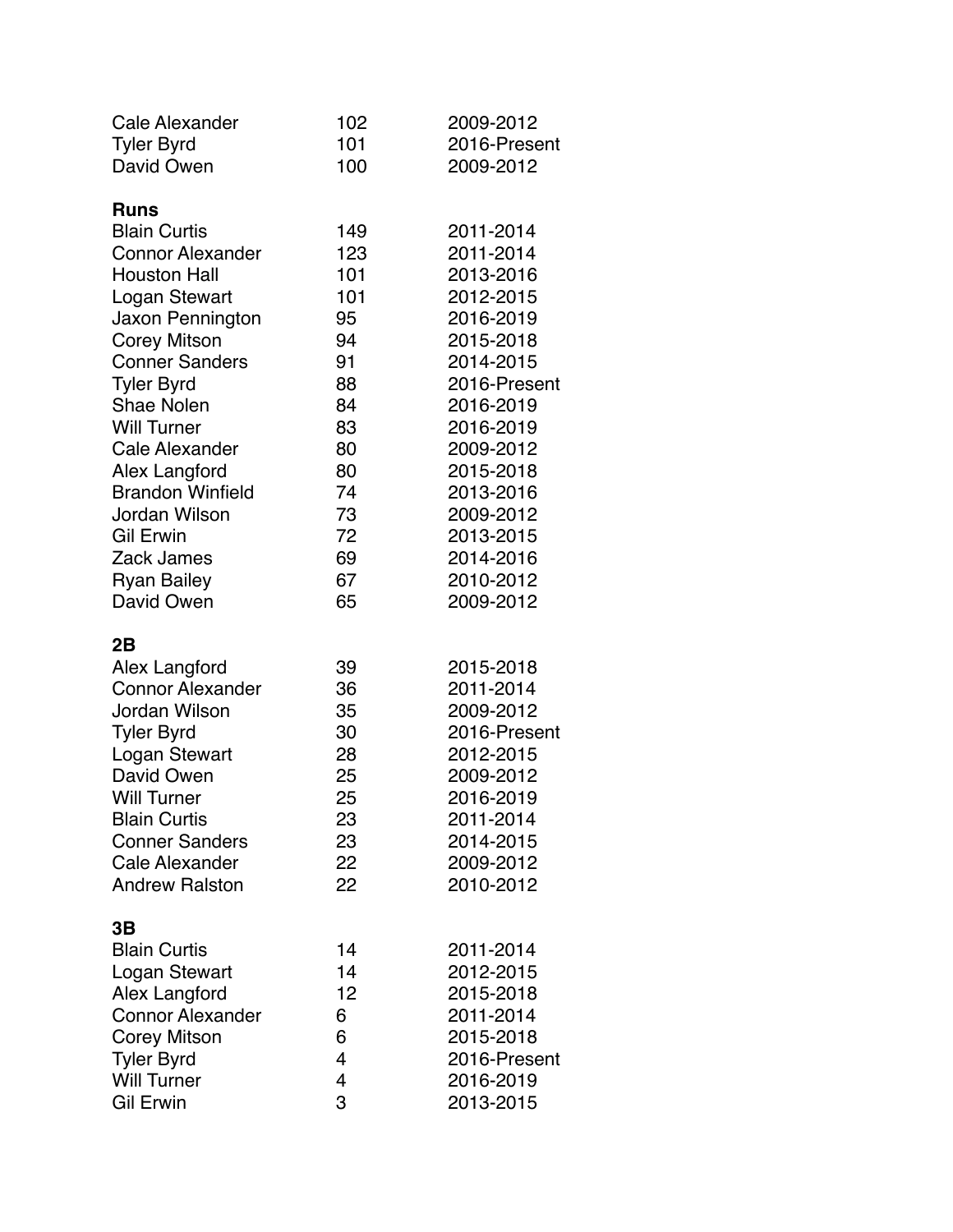| | | |
|---|---|---|
| Cale Alexander | 102 | 2009-2012 |
| Tyler Byrd | 101 | 2016-Present |
| David Owen | 100 | 2009-2012 |

**Runs**

| | | |
|---|---|---|
| Blain Curtis | 149 | 2011-2014 |
| Connor Alexander | 123 | 2011-2014 |
| Houston Hall | 101 | 2013-2016 |
| Logan Stewart | 101 | 2012-2015 |
| Jaxon Pennington | 95 | 2016-2019 |
| Corey Mitson | 94 | 2015-2018 |
| Conner Sanders | 91 | 2014-2015 |
| Tyler Byrd | 88 | 2016-Present |
| Shae Nolen | 84 | 2016-2019 |
| Will Turner | 83 | 2016-2019 |
| Cale Alexander | 80 | 2009-2012 |
| Alex Langford | 80 | 2015-2018 |
| Brandon Winfield | 74 | 2013-2016 |
| Jordan Wilson | 73 | 2009-2012 |
| Gil Erwin | 72 | 2013-2015 |
| Zack James | 69 | 2014-2016 |
| Ryan Bailey | 67 | 2010-2012 |
| David Owen | 65 | 2009-2012 |

**2B**

| | | |
|---|---|---|
| Alex Langford | 39 | 2015-2018 |
| Connor Alexander | 36 | 2011-2014 |
| Jordan Wilson | 35 | 2009-2012 |
| Tyler Byrd | 30 | 2016-Present |
| Logan Stewart | 28 | 2012-2015 |
| David Owen | 25 | 2009-2012 |
| Will Turner | 25 | 2016-2019 |
| Blain Curtis | 23 | 2011-2014 |
| Conner Sanders | 23 | 2014-2015 |
| Cale Alexander | 22 | 2009-2012 |
| Andrew Ralston | 22 | 2010-2012 |

**3B**

| | | |
|---|---|---|
| Blain Curtis | 14 | 2011-2014 |
| Logan Stewart | 14 | 2012-2015 |
| Alex Langford | 12 | 2015-2018 |
| Connor Alexander | 6 | 2011-2014 |
| Corey Mitson | 6 | 2015-2018 |
| Tyler Byrd | 4 | 2016-Present |
| Will Turner | 4 | 2016-2019 |
| Gil Erwin | 3 | 2013-2015 |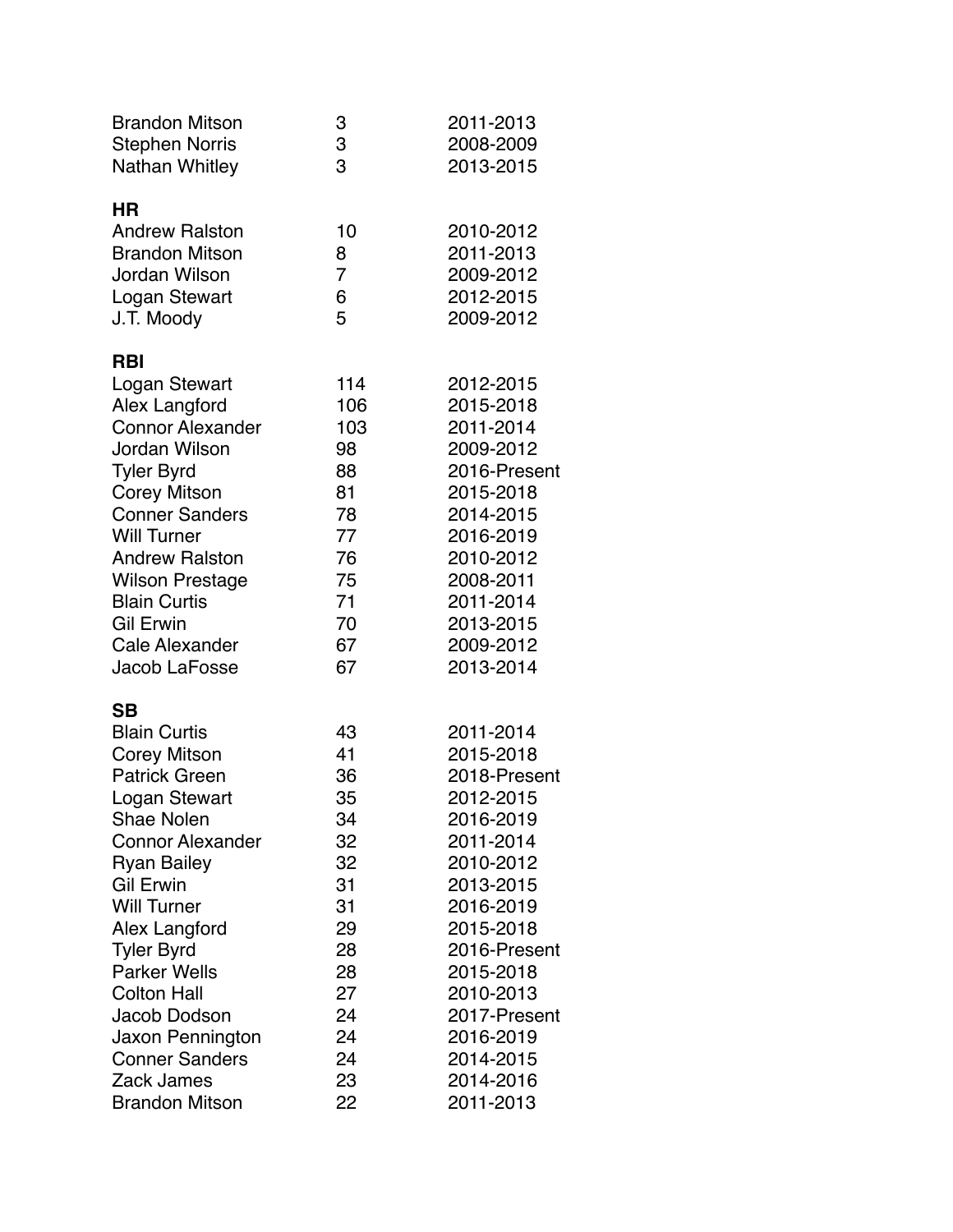| | | |
|---|---|---|
| Brandon Mitson | 3 | 2011-2013 |
| Stephen Norris | 3 | 2008-2009 |
| Nathan Whitley | 3 | 2013-2015 |

**HR**

| | | |
|---|---|---|
| Andrew Ralston | 10 | 2010-2012 |
| Brandon Mitson | 8 | 2011-2013 |
| Jordan Wilson | 7 | 2009-2012 |
| Logan Stewart | 6 | 2012-2015 |
| J.T. Moody | 5 | 2009-2012 |

**RBI**

| | | |
|---|---|---|
| Logan Stewart | 114 | 2012-2015 |
| Alex Langford | 106 | 2015-2018 |
| Connor Alexander | 103 | 2011-2014 |
| Jordan Wilson | 98 | 2009-2012 |
| Tyler Byrd | 88 | 2016-Present |
| Corey Mitson | 81 | 2015-2018 |
| Conner Sanders | 78 | 2014-2015 |
| Will Turner | 77 | 2016-2019 |
| Andrew Ralston | 76 | 2010-2012 |
| Wilson Prestage | 75 | 2008-2011 |
| Blain Curtis | 71 | 2011-2014 |
| Gil Erwin | 70 | 2013-2015 |
| Cale Alexander | 67 | 2009-2012 |
| Jacob LaFosse | 67 | 2013-2014 |

**SB**

| | | |
|---|---|---|
| Blain Curtis | 43 | 2011-2014 |
| Corey Mitson | 41 | 2015-2018 |
| Patrick Green | 36 | 2018-Present |
| Logan Stewart | 35 | 2012-2015 |
| Shae Nolen | 34 | 2016-2019 |
| Connor Alexander | 32 | 2011-2014 |
| Ryan Bailey | 32 | 2010-2012 |
| Gil Erwin | 31 | 2013-2015 |
| Will Turner | 31 | 2016-2019 |
| Alex Langford | 29 | 2015-2018 |
| Tyler Byrd | 28 | 2016-Present |
| Parker Wells | 28 | 2015-2018 |
| Colton Hall | 27 | 2010-2013 |
| Jacob Dodson | 24 | 2017-Present |
| Jaxon Pennington | 24 | 2016-2019 |
| Conner Sanders | 24 | 2014-2015 |
| Zack James | 23 | 2014-2016 |
| Brandon Mitson | 22 | 2011-2013 |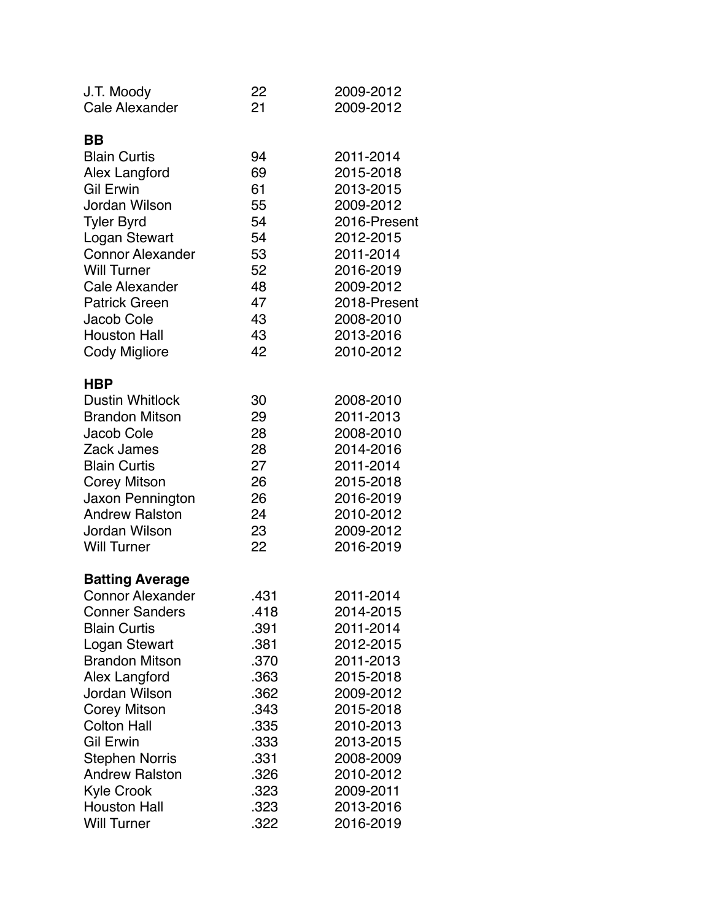| | | |
|---|---|---|
| J.T. Moody | 22 | 2009-2012 |
| Cale Alexander | 21 | 2009-2012 |

**BB**

| | | |
|---|---|---|
| Blain Curtis | 94 | 2011-2014 |
| Alex Langford | 69 | 2015-2018 |
| Gil Erwin | 61 | 2013-2015 |
| Jordan Wilson | 55 | 2009-2012 |
| Tyler Byrd | 54 | 2016-Present |
| Logan Stewart | 54 | 2012-2015 |
| Connor Alexander | 53 | 2011-2014 |
| Will Turner | 52 | 2016-2019 |
| Cale Alexander | 48 | 2009-2012 |
| Patrick Green | 47 | 2018-Present |
| Jacob Cole | 43 | 2008-2010 |
| Houston Hall | 43 | 2013-2016 |
| Cody Migliore | 42 | 2010-2012 |

**HBP**

| | | |
|---|---|---|
| Dustin Whitlock | 30 | 2008-2010 |
| Brandon Mitson | 29 | 2011-2013 |
| Jacob Cole | 28 | 2008-2010 |
| Zack James | 28 | 2014-2016 |
| Blain Curtis | 27 | 2011-2014 |
| Corey Mitson | 26 | 2015-2018 |
| Jaxon Pennington | 26 | 2016-2019 |
| Andrew Ralston | 24 | 2010-2012 |
| Jordan Wilson | 23 | 2009-2012 |
| Will Turner | 22 | 2016-2019 |

**Batting Average**

| | | |
|---|---|---|
| Connor Alexander | .431 | 2011-2014 |
| Conner Sanders | .418 | 2014-2015 |
| Blain Curtis | .391 | 2011-2014 |
| Logan Stewart | .381 | 2012-2015 |
| Brandon Mitson | .370 | 2011-2013 |
| Alex Langford | .363 | 2015-2018 |
| Jordan Wilson | .362 | 2009-2012 |
| Corey Mitson | .343 | 2015-2018 |
| Colton Hall | .335 | 2010-2013 |
| Gil Erwin | .333 | 2013-2015 |
| Stephen Norris | .331 | 2008-2009 |
| Andrew Ralston | .326 | 2010-2012 |
| Kyle Crook | .323 | 2009-2011 |
| Houston Hall | .323 | 2013-2016 |
| Will Turner | .322 | 2016-2019 |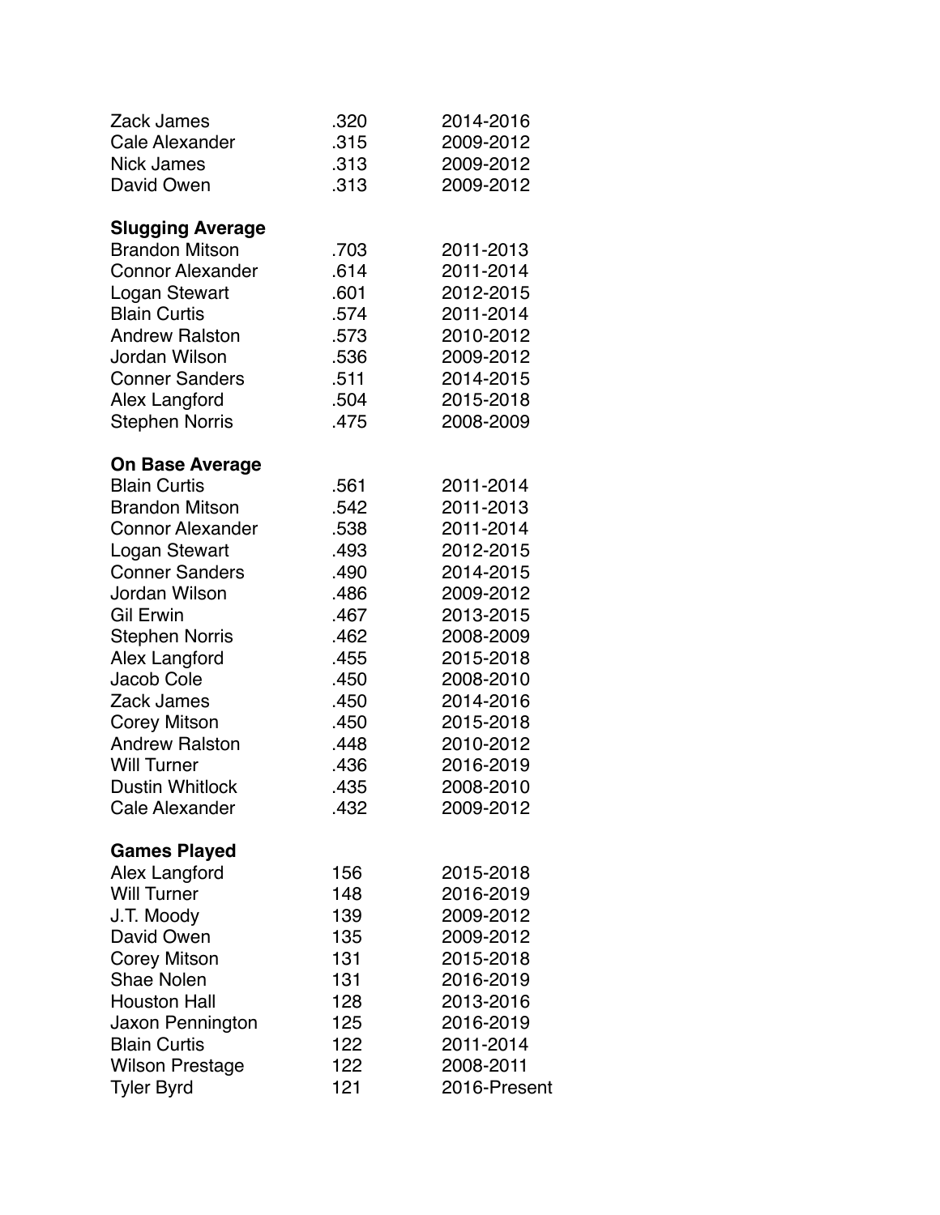| | | |
|---|---|---|
| Zack James | .320 | 2014-2016 |
| Cale Alexander | .315 | 2009-2012 |
| Nick James | .313 | 2009-2012 |
| David Owen | .313 | 2009-2012 |

**Slugging Average**

| | | |
|---|---|---|
| Brandon Mitson | .703 | 2011-2013 |
| Connor Alexander | .614 | 2011-2014 |
| Logan Stewart | .601 | 2012-2015 |
| Blain Curtis | .574 | 2011-2014 |
| Andrew Ralston | .573 | 2010-2012 |
| Jordan Wilson | .536 | 2009-2012 |
| Conner Sanders | .511 | 2014-2015 |
| Alex Langford | .504 | 2015-2018 |
| Stephen Norris | .475 | 2008-2009 |

**On Base Average**

| | | |
|---|---|---|
| Blain Curtis | .561 | 2011-2014 |
| Brandon Mitson | .542 | 2011-2013 |
| Connor Alexander | .538 | 2011-2014 |
| Logan Stewart | .493 | 2012-2015 |
| Conner Sanders | .490 | 2014-2015 |
| Jordan Wilson | .486 | 2009-2012 |
| Gil Erwin | .467 | 2013-2015 |
| Stephen Norris | .462 | 2008-2009 |
| Alex Langford | .455 | 2015-2018 |
| Jacob Cole | .450 | 2008-2010 |
| Zack James | .450 | 2014-2016 |
| Corey Mitson | .450 | 2015-2018 |
| Andrew Ralston | .448 | 2010-2012 |
| Will Turner | .436 | 2016-2019 |
| Dustin Whitlock | .435 | 2008-2010 |
| Cale Alexander | .432 | 2009-2012 |

**Games Played**

| | | |
|---|---|---|
| Alex Langford | 156 | 2015-2018 |
| Will Turner | 148 | 2016-2019 |
| J.T. Moody | 139 | 2009-2012 |
| David Owen | 135 | 2009-2012 |
| Corey Mitson | 131 | 2015-2018 |
| Shae Nolen | 131 | 2016-2019 |
| Houston Hall | 128 | 2013-2016 |
| Jaxon Pennington | 125 | 2016-2019 |
| Blain Curtis | 122 | 2011-2014 |
| Wilson Prestage | 122 | 2008-2011 |
| Tyler Byrd | 121 | 2016-Present |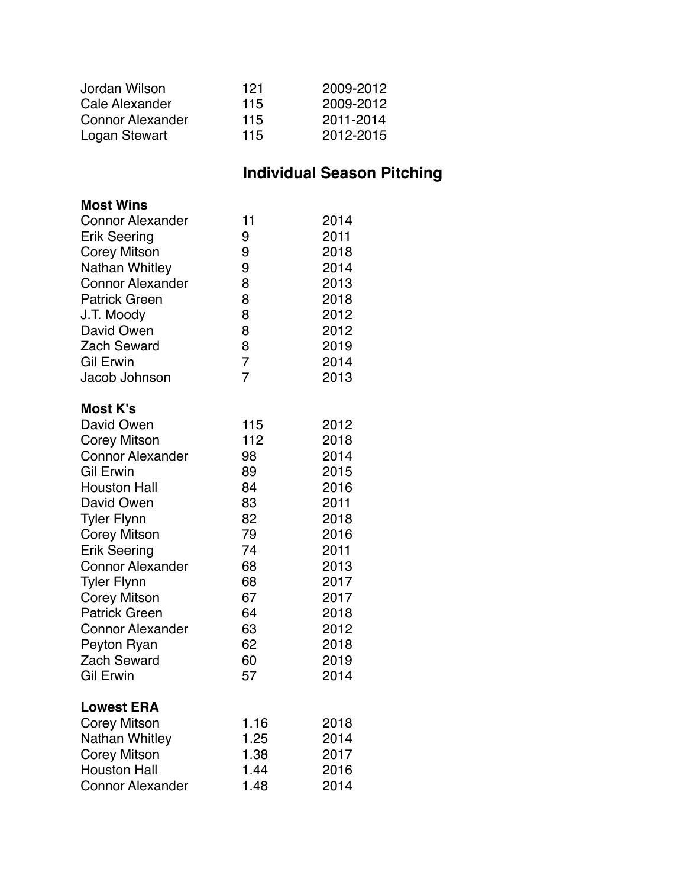| | | |
|---|---|---|
| Jordan Wilson | 121 | 2009-2012 |
| Cale Alexander | 115 | 2009-2012 |
| Connor Alexander | 115 | 2011-2014 |
| Logan Stewart | 115 | 2012-2015 |

## Individual Season Pitching

**Most Wins**

| | | |
|---|---|---|
| Connor Alexander | 11 | 2014 |
| Erik Seering | 9 | 2011 |
| Corey Mitson | 9 | 2018 |
| Nathan Whitley | 9 | 2014 |
| Connor Alexander | 8 | 2013 |
| Patrick Green | 8 | 2018 |
| J.T. Moody | 8 | 2012 |
| David Owen | 8 | 2012 |
| Zach Seward | 8 | 2019 |
| Gil Erwin | 7 | 2014 |
| Jacob Johnson | 7 | 2013 |

**Most K's**

| | | |
|---|---|---|
| David Owen | 115 | 2012 |
| Corey Mitson | 112 | 2018 |
| Connor Alexander | 98 | 2014 |
| Gil Erwin | 89 | 2015 |
| Houston Hall | 84 | 2016 |
| David Owen | 83 | 2011 |
| Tyler Flynn | 82 | 2018 |
| Corey Mitson | 79 | 2016 |
| Erik Seering | 74 | 2011 |
| Connor Alexander | 68 | 2013 |
| Tyler Flynn | 68 | 2017 |
| Corey Mitson | 67 | 2017 |
| Patrick Green | 64 | 2018 |
| Connor Alexander | 63 | 2012 |
| Peyton Ryan | 62 | 2018 |
| Zach Seward | 60 | 2019 |
| Gil Erwin | 57 | 2014 |

**Lowest ERA**

| | | |
|---|---|---|
| Corey Mitson | 1.16 | 2018 |
| Nathan Whitley | 1.25 | 2014 |
| Corey Mitson | 1.38 | 2017 |
| Houston Hall | 1.44 | 2016 |
| Connor Alexander | 1.48 | 2014 |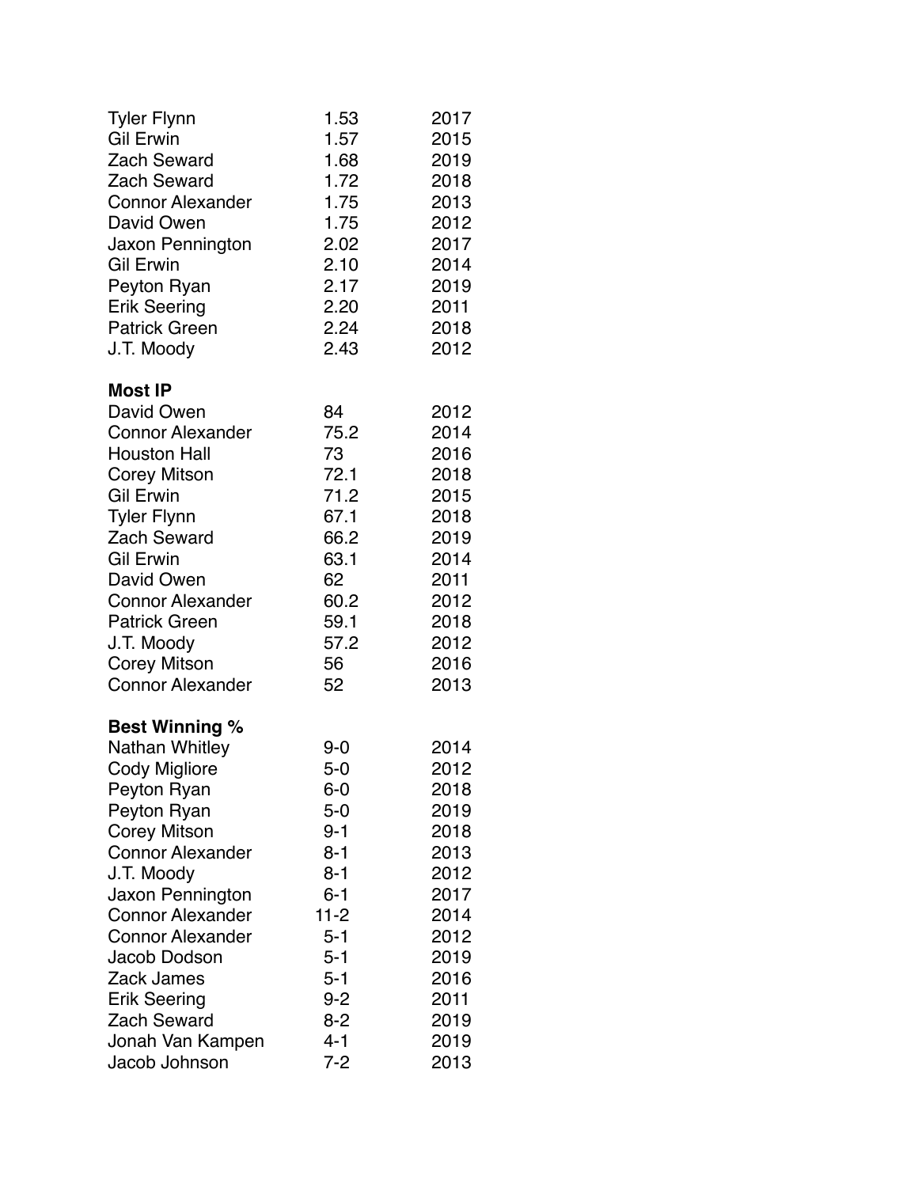| | | |
|---|---|---|
| Tyler Flynn | 1.53 | 2017 |
| Gil Erwin | 1.57 | 2015 |
| Zach Seward | 1.68 | 2019 |
| Zach Seward | 1.72 | 2018 |
| Connor Alexander | 1.75 | 2013 |
| David Owen | 1.75 | 2012 |
| Jaxon Pennington | 2.02 | 2017 |
| Gil Erwin | 2.10 | 2014 |
| Peyton Ryan | 2.17 | 2019 |
| Erik Seering | 2.20 | 2011 |
| Patrick Green | 2.24 | 2018 |
| J.T. Moody | 2.43 | 2012 |

**Most IP**

| | | |
|---|---|---|
| David Owen | 84 | 2012 |
| Connor Alexander | 75.2 | 2014 |
| Houston Hall | 73 | 2016 |
| Corey Mitson | 72.1 | 2018 |
| Gil Erwin | 71.2 | 2015 |
| Tyler Flynn | 67.1 | 2018 |
| Zach Seward | 66.2 | 2019 |
| Gil Erwin | 63.1 | 2014 |
| David Owen | 62 | 2011 |
| Connor Alexander | 60.2 | 2012 |
| Patrick Green | 59.1 | 2018 |
| J.T. Moody | 57.2 | 2012 |
| Corey Mitson | 56 | 2016 |
| Connor Alexander | 52 | 2013 |

**Best Winning %**

| | | |
|---|---|---|
| Nathan Whitley | 9-0 | 2014 |
| Cody Migliore | 5-0 | 2012 |
| Peyton Ryan | 6-0 | 2018 |
| Peyton Ryan | 5-0 | 2019 |
| Corey Mitson | 9-1 | 2018 |
| Connor Alexander | 8-1 | 2013 |
| J.T. Moody | 8-1 | 2012 |
| Jaxon Pennington | 6-1 | 2017 |
| Connor Alexander | 11-2 | 2014 |
| Connor Alexander | 5-1 | 2012 |
| Jacob Dodson | 5-1 | 2019 |
| Zack James | 5-1 | 2016 |
| Erik Seering | 9-2 | 2011 |
| Zach Seward | 8-2 | 2019 |
| Jonah Van Kampen | 4-1 | 2019 |
| Jacob Johnson | 7-2 | 2013 |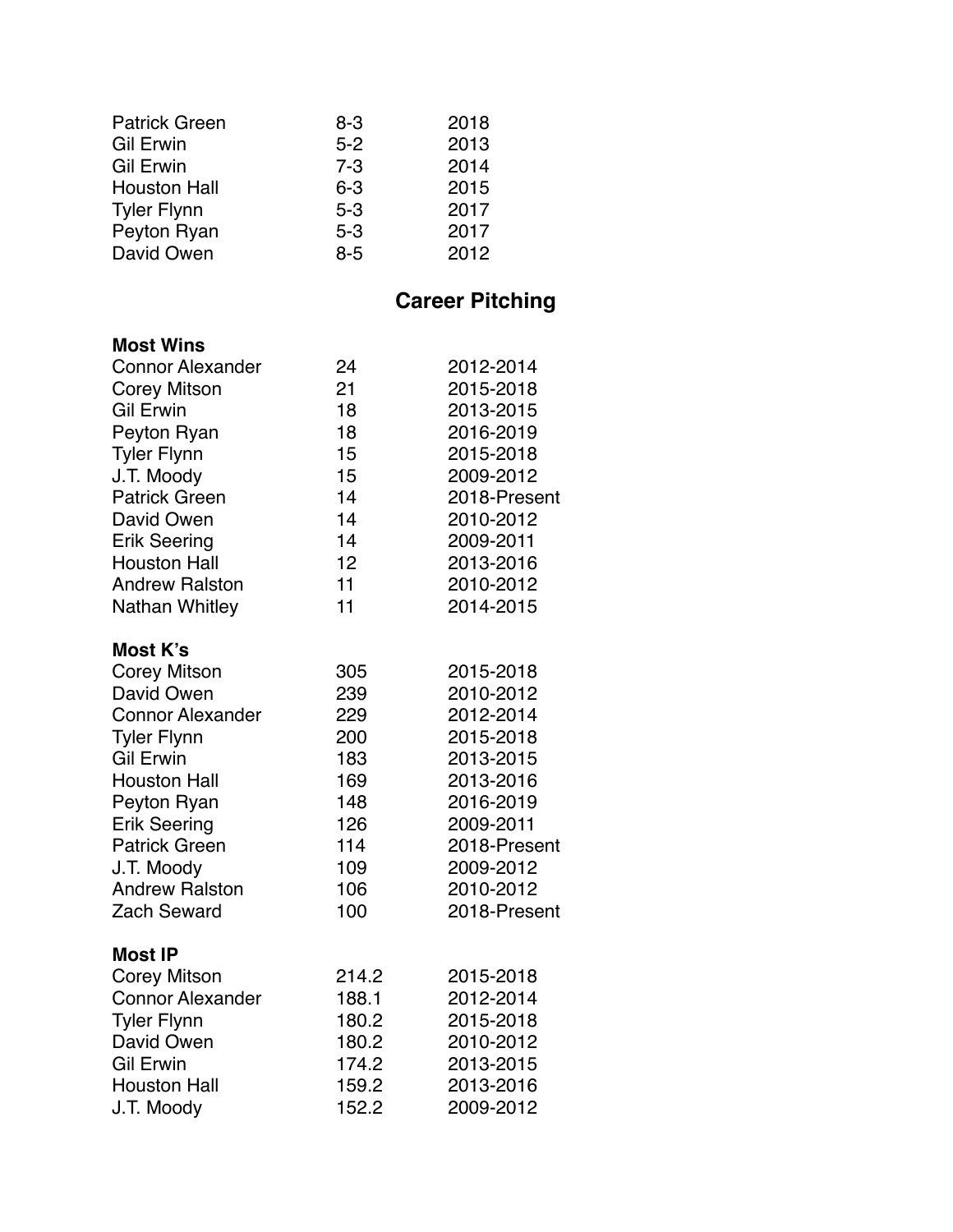| | | |
|---|---|---|
| Patrick Green | 8-3 | 2018 |
| Gil Erwin | 5-2 | 2013 |
| Gil Erwin | 7-3 | 2014 |
| Houston Hall | 6-3 | 2015 |
| Tyler Flynn | 5-3 | 2017 |
| Peyton Ryan | 5-3 | 2017 |
| David Owen | 8-5 | 2012 |

## Career Pitching

**Most Wins**

| | | |
|---|---|---|
| Connor Alexander | 24 | 2012-2014 |
| Corey Mitson | 21 | 2015-2018 |
| Gil Erwin | 18 | 2013-2015 |
| Peyton Ryan | 18 | 2016-2019 |
| Tyler Flynn | 15 | 2015-2018 |
| J.T. Moody | 15 | 2009-2012 |
| Patrick Green | 14 | 2018-Present |
| David Owen | 14 | 2010-2012 |
| Erik Seering | 14 | 2009-2011 |
| Houston Hall | 12 | 2013-2016 |
| Andrew Ralston | 11 | 2010-2012 |
| Nathan Whitley | 11 | 2014-2015 |

**Most K's**

| | | |
|---|---|---|
| Corey Mitson | 305 | 2015-2018 |
| David Owen | 239 | 2010-2012 |
| Connor Alexander | 229 | 2012-2014 |
| Tyler Flynn | 200 | 2015-2018 |
| Gil Erwin | 183 | 2013-2015 |
| Houston Hall | 169 | 2013-2016 |
| Peyton Ryan | 148 | 2016-2019 |
| Erik Seering | 126 | 2009-2011 |
| Patrick Green | 114 | 2018-Present |
| J.T. Moody | 109 | 2009-2012 |
| Andrew Ralston | 106 | 2010-2012 |
| Zach Seward | 100 | 2018-Present |

**Most IP**

| | | |
|---|---|---|
| Corey Mitson | 214.2 | 2015-2018 |
| Connor Alexander | 188.1 | 2012-2014 |
| Tyler Flynn | 180.2 | 2015-2018 |
| David Owen | 180.2 | 2010-2012 |
| Gil Erwin | 174.2 | 2013-2015 |
| Houston Hall | 159.2 | 2013-2016 |
| J.T. Moody | 152.2 | 2009-2012 |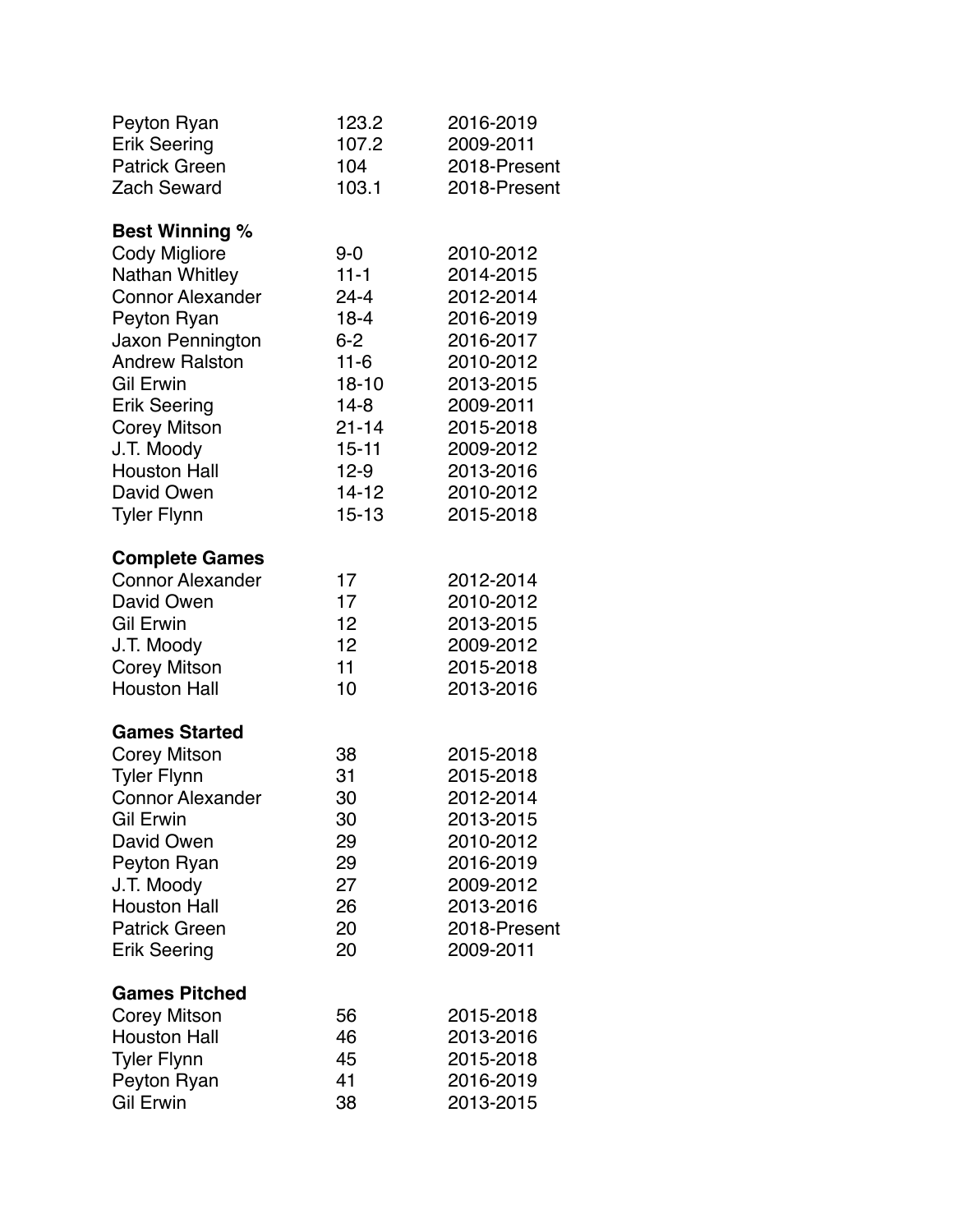| | | |
|---|---|---|
| Peyton Ryan | 123.2 | 2016-2019 |
| Erik Seering | 107.2 | 2009-2011 |
| Patrick Green | 104 | 2018-Present |
| Zach Seward | 103.1 | 2018-Present |

**Best Winning %**

| | | |
|---|---|---|
| Cody Migliore | 9-0 | 2010-2012 |
| Nathan Whitley | 11-1 | 2014-2015 |
| Connor Alexander | 24-4 | 2012-2014 |
| Peyton Ryan | 18-4 | 2016-2019 |
| Jaxon Pennington | 6-2 | 2016-2017 |
| Andrew Ralston | 11-6 | 2010-2012 |
| Gil Erwin | 18-10 | 2013-2015 |
| Erik Seering | 14-8 | 2009-2011 |
| Corey Mitson | 21-14 | 2015-2018 |
| J.T. Moody | 15-11 | 2009-2012 |
| Houston Hall | 12-9 | 2013-2016 |
| David Owen | 14-12 | 2010-2012 |
| Tyler Flynn | 15-13 | 2015-2018 |

**Complete Games**

| | | |
|---|---|---|
| Connor Alexander | 17 | 2012-2014 |
| David Owen | 17 | 2010-2012 |
| Gil Erwin | 12 | 2013-2015 |
| J.T. Moody | 12 | 2009-2012 |
| Corey Mitson | 11 | 2015-2018 |
| Houston Hall | 10 | 2013-2016 |

**Games Started**

| | | |
|---|---|---|
| Corey Mitson | 38 | 2015-2018 |
| Tyler Flynn | 31 | 2015-2018 |
| Connor Alexander | 30 | 2012-2014 |
| Gil Erwin | 30 | 2013-2015 |
| David Owen | 29 | 2010-2012 |
| Peyton Ryan | 29 | 2016-2019 |
| J.T. Moody | 27 | 2009-2012 |
| Houston Hall | 26 | 2013-2016 |
| Patrick Green | 20 | 2018-Present |
| Erik Seering | 20 | 2009-2011 |

**Games Pitched**

| | | |
|---|---|---|
| Corey Mitson | 56 | 2015-2018 |
| Houston Hall | 46 | 2013-2016 |
| Tyler Flynn | 45 | 2015-2018 |
| Peyton Ryan | 41 | 2016-2019 |
| Gil Erwin | 38 | 2013-2015 |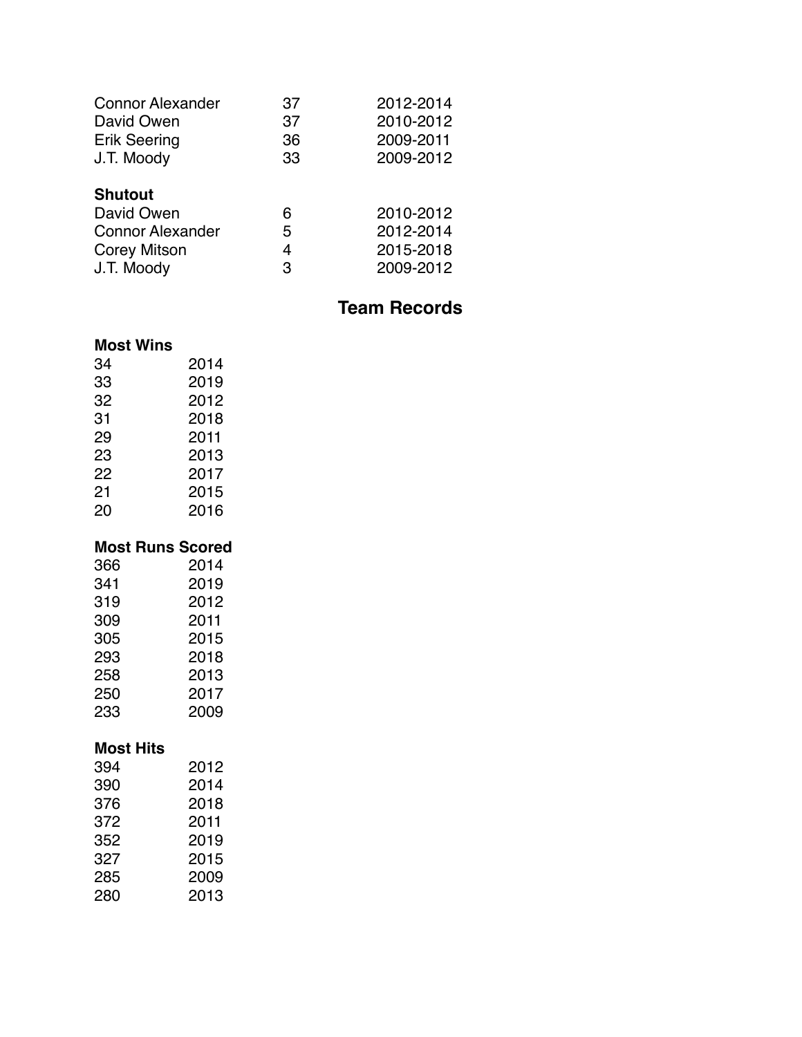| | | |
|---|---|---|
| Connor Alexander | 37 | 2012-2014 |
| David Owen | 37 | 2010-2012 |
| Erik Seering | 36 | 2009-2011 |
| J.T. Moody | 33 | 2009-2012 |

**Shutout**

| | | |
|---|---|---|
| David Owen | 6 | 2010-2012 |
| Connor Alexander | 5 | 2012-2014 |
| Corey Mitson | 4 | 2015-2018 |
| J.T. Moody | 3 | 2009-2012 |

## Team Records

**Most Wins**

| | |
|---|---|
| 34 | 2014 |
| 33 | 2019 |
| 32 | 2012 |
| 31 | 2018 |
| 29 | 2011 |
| 23 | 2013 |
| 22 | 2017 |
| 21 | 2015 |
| 20 | 2016 |

**Most Runs Scored**

| | |
|---|---|
| 366 | 2014 |
| 341 | 2019 |
| 319 | 2012 |
| 309 | 2011 |
| 305 | 2015 |
| 293 | 2018 |
| 258 | 2013 |
| 250 | 2017 |
| 233 | 2009 |

**Most Hits**

| | |
|---|---|
| 394 | 2012 |
| 390 | 2014 |
| 376 | 2018 |
| 372 | 2011 |
| 352 | 2019 |
| 327 | 2015 |
| 285 | 2009 |
| 280 | 2013 |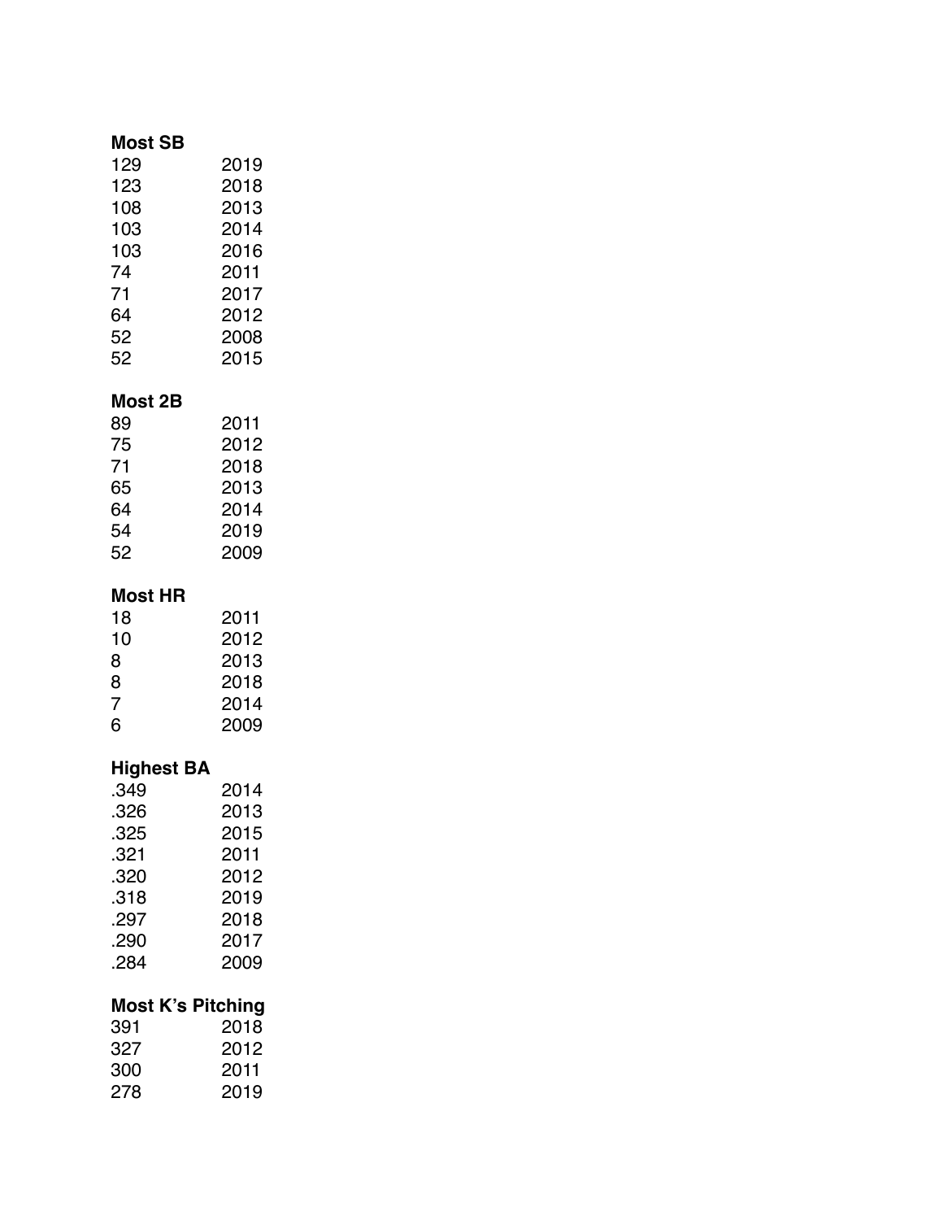**Most SB**

| | |
|---|---|
| 129 | 2019 |
| 123 | 2018 |
| 108 | 2013 |
| 103 | 2014 |
| 103 | 2016 |
| 74 | 2011 |
| 71 | 2017 |
| 64 | 2012 |
| 52 | 2008 |
| 52 | 2015 |

**Most 2B**

| | |
|---|---|
| 89 | 2011 |
| 75 | 2012 |
| 71 | 2018 |
| 65 | 2013 |
| 64 | 2014 |
| 54 | 2019 |
| 52 | 2009 |

**Most HR**

| | |
|---|---|
| 18 | 2011 |
| 10 | 2012 |
| 8 | 2013 |
| 8 | 2018 |
| 7 | 2014 |
| 6 | 2009 |

**Highest BA**

| | |
|---|---|
| .349 | 2014 |
| .326 | 2013 |
| .325 | 2015 |
| .321 | 2011 |
| .320 | 2012 |
| .318 | 2019 |
| .297 | 2018 |
| .290 | 2017 |
| .284 | 2009 |

**Most K's Pitching**

| | |
|---|---|
| 391 | 2018 |
| 327 | 2012 |
| 300 | 2011 |
| 278 | 2019 |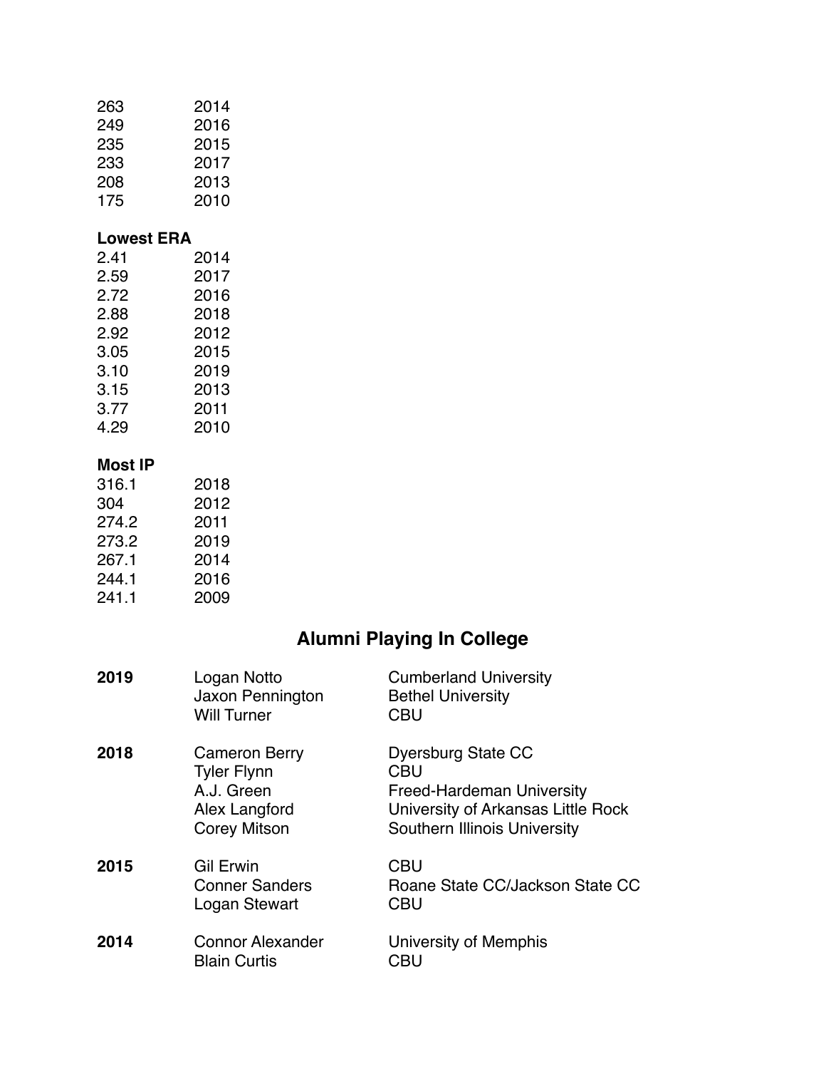| | |
|---|---|
| 263 | 2014 |
| 249 | 2016 |
| 235 | 2015 |
| 233 | 2017 |
| 208 | 2013 |
| 175 | 2010 |

**Lowest ERA**

| | |
|---|---|
| 2.41 | 2014 |
| 2.59 | 2017 |
| 2.72 | 2016 |
| 2.88 | 2018 |
| 2.92 | 2012 |
| 3.05 | 2015 |
| 3.10 | 2019 |
| 3.15 | 2013 |
| 3.77 | 2011 |
| 4.29 | 2010 |

**Most IP**

| | |
|---|---|
| 316.1 | 2018 |
| 304 | 2012 |
| 274.2 | 2011 |
| 273.2 | 2019 |
| 267.1 | 2014 |
| 244.1 | 2016 |
| 241.1 | 2009 |

## Alumni Playing In College

| | | |
|---|---|---|
| **2019** | Logan Notto | Cumberland University |
| | Jaxon Pennington | Bethel University |
| | Will Turner | CBU |
| **2018** | Cameron Berry | Dyersburg State CC |
| | Tyler Flynn | CBU |
| | A.J. Green | Freed-Hardeman University |
| | Alex Langford | University of Arkansas Little Rock |
| | Corey Mitson | Southern Illinois University |
| **2015** | Gil Erwin | CBU |
| | Conner Sanders | Roane State CC/Jackson State CC |
| | Logan Stewart | CBU |
| **2014** | Connor Alexander | University of Memphis |
| | Blain Curtis | CBU |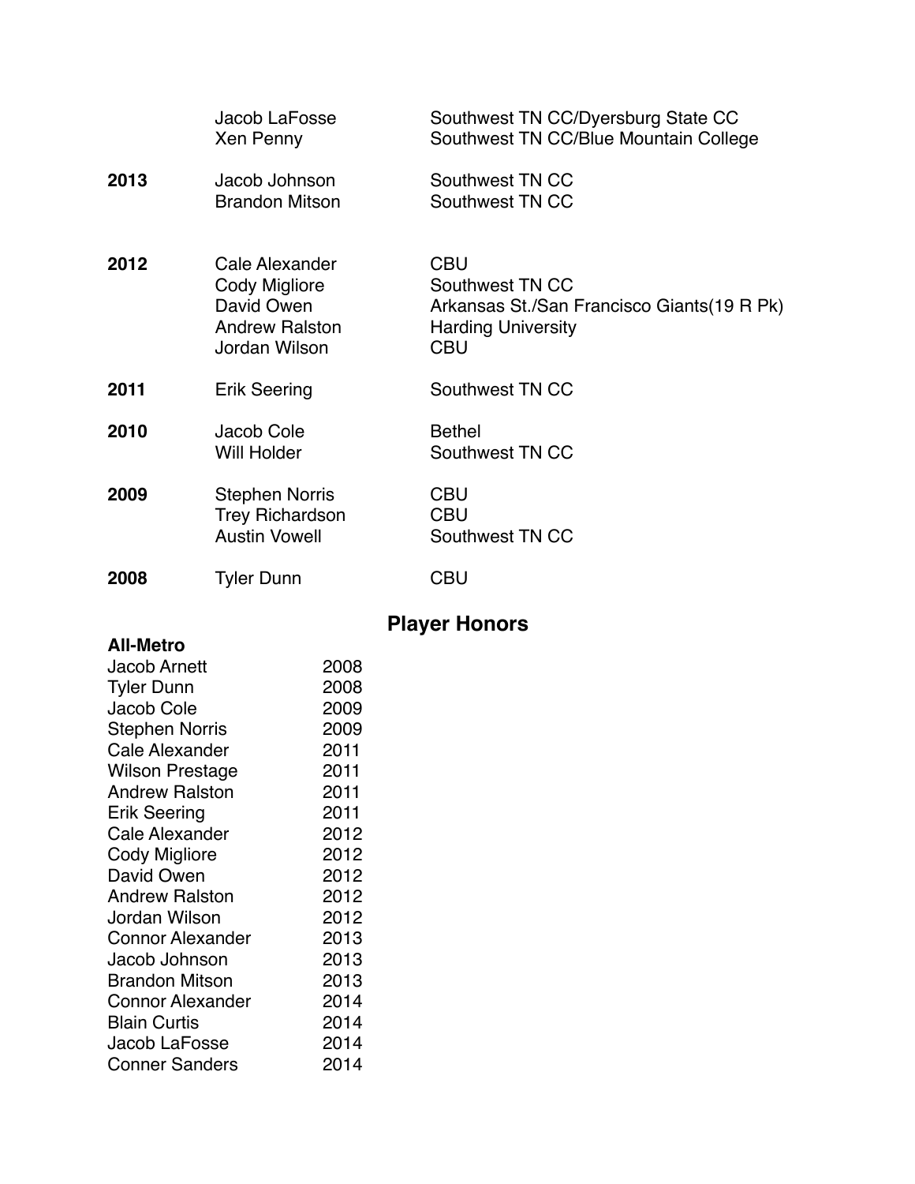| | | |
|---|---|---|
| | Jacob LaFosse | Southwest TN CC/Dyersburg State CC |
| | Xen Penny | Southwest TN CC/Blue Mountain College |
| **2013** | Jacob Johnson | Southwest TN CC |
| | Brandon Mitson | Southwest TN CC |
| **2012** | Cale Alexander | CBU |
| | Cody Migliore | Southwest TN CC |
| | David Owen | Arkansas St./San Francisco Giants(19 R Pk) |
| | Andrew Ralston | Harding University |
| | Jordan Wilson | CBU |
| **2011** | Erik Seering | Southwest TN CC |
| **2010** | Jacob Cole | Bethel |
| | Will Holder | Southwest TN CC |
| **2009** | Stephen Norris | CBU |
| | Trey Richardson | CBU |
| | Austin Vowell | Southwest TN CC |
| **2008** | Tyler Dunn | CBU |

## Player Honors

**All-Metro**

| | |
|---|---|
| Jacob Arnett | 2008 |
| Tyler Dunn | 2008 |
| Jacob Cole | 2009 |
| Stephen Norris | 2009 |
| Cale Alexander | 2011 |
| Wilson Prestage | 2011 |
| Andrew Ralston | 2011 |
| Erik Seering | 2011 |
| Cale Alexander | 2012 |
| Cody Migliore | 2012 |
| David Owen | 2012 |
| Andrew Ralston | 2012 |
| Jordan Wilson | 2012 |
| Connor Alexander | 2013 |
| Jacob Johnson | 2013 |
| Brandon Mitson | 2013 |
| Connor Alexander | 2014 |
| Blain Curtis | 2014 |
| Jacob LaFosse | 2014 |
| Conner Sanders | 2014 |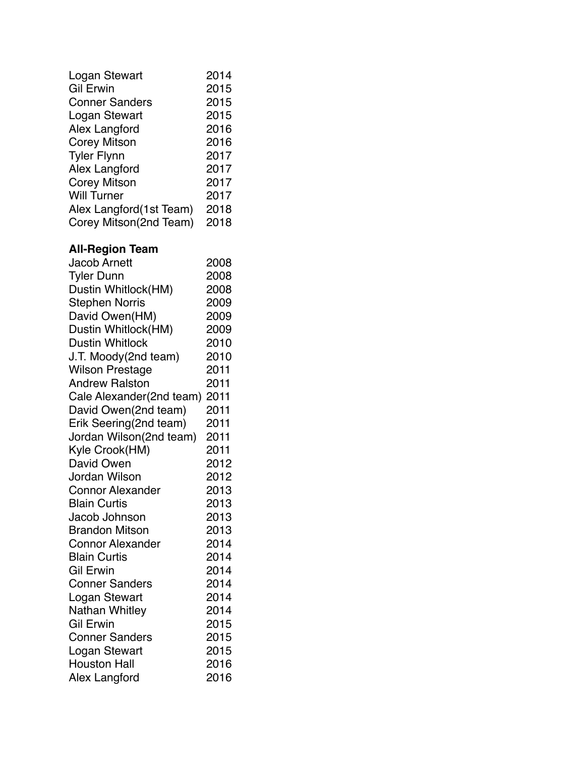| | |
|---|---|
| Logan Stewart | 2014 |
| Gil Erwin | 2015 |
| Conner Sanders | 2015 |
| Logan Stewart | 2015 |
| Alex Langford | 2016 |
| Corey Mitson | 2016 |
| Tyler Flynn | 2017 |
| Alex Langford | 2017 |
| Corey Mitson | 2017 |
| Will Turner | 2017 |
| Alex Langford(1st Team) | 2018 |
| Corey Mitson(2nd Team) | 2018 |

**All-Region Team**

| | |
|---|---|
| Jacob Arnett | 2008 |
| Tyler Dunn | 2008 |
| Dustin Whitlock(HM) | 2008 |
| Stephen Norris | 2009 |
| David Owen(HM) | 2009 |
| Dustin Whitlock(HM) | 2009 |
| Dustin Whitlock | 2010 |
| J.T. Moody(2nd team) | 2010 |
| Wilson Prestage | 2011 |
| Andrew Ralston | 2011 |
| Cale Alexander(2nd team) | 2011 |
| David Owen(2nd team) | 2011 |
| Erik Seering(2nd team) | 2011 |
| Jordan Wilson(2nd team) | 2011 |
| Kyle Crook(HM) | 2011 |
| David Owen | 2012 |
| Jordan Wilson | 2012 |
| Connor Alexander | 2013 |
| Blain Curtis | 2013 |
| Jacob Johnson | 2013 |
| Brandon Mitson | 2013 |
| Connor Alexander | 2014 |
| Blain Curtis | 2014 |
| Gil Erwin | 2014 |
| Conner Sanders | 2014 |
| Logan Stewart | 2014 |
| Nathan Whitley | 2014 |
| Gil Erwin | 2015 |
| Conner Sanders | 2015 |
| Logan Stewart | 2015 |
| Houston Hall | 2016 |
| Alex Langford | 2016 |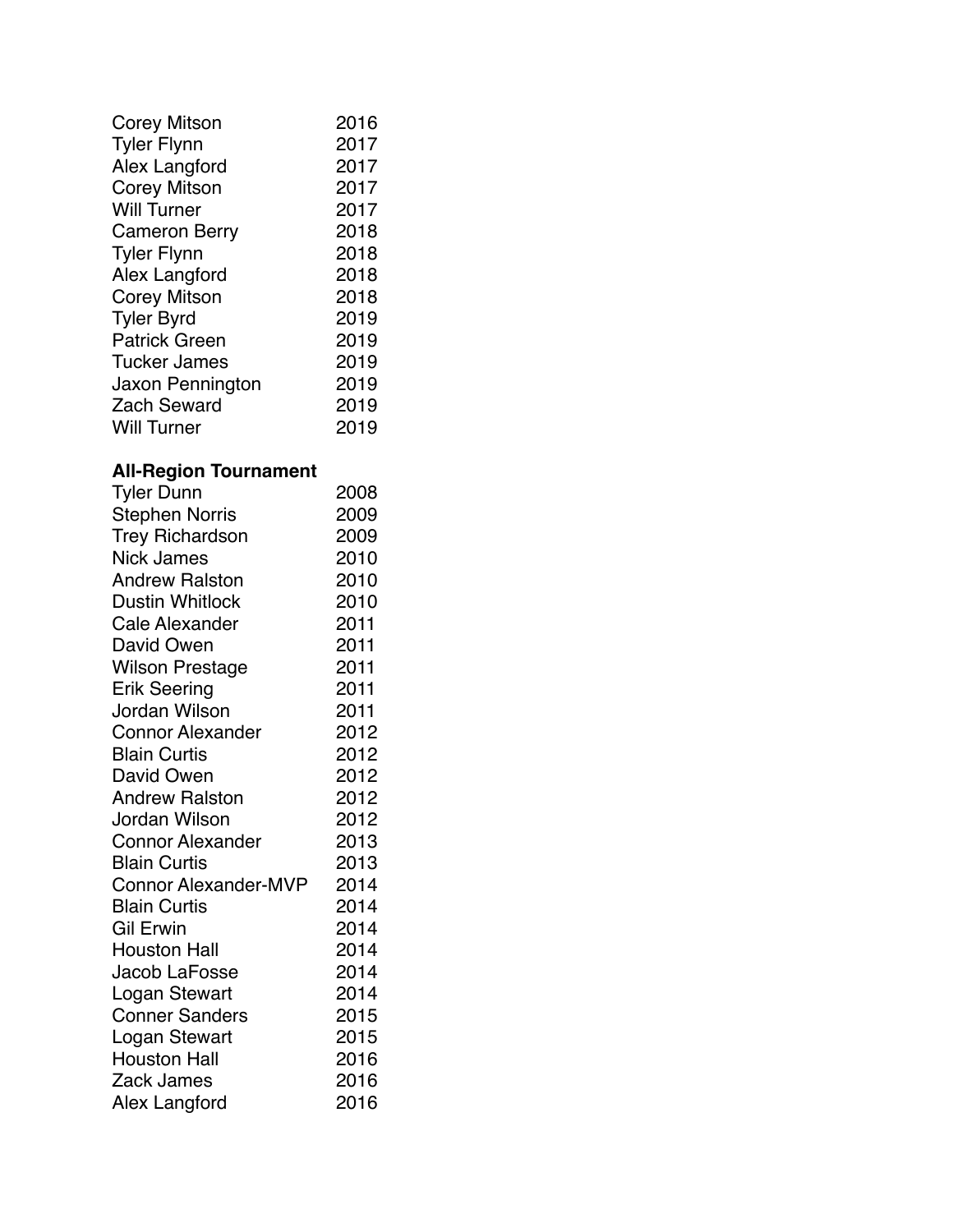| | |
|---|---|
| Corey Mitson | 2016 |
| Tyler Flynn | 2017 |
| Alex Langford | 2017 |
| Corey Mitson | 2017 |
| Will Turner | 2017 |
| Cameron Berry | 2018 |
| Tyler Flynn | 2018 |
| Alex Langford | 2018 |
| Corey Mitson | 2018 |
| Tyler Byrd | 2019 |
| Patrick Green | 2019 |
| Tucker James | 2019 |
| Jaxon Pennington | 2019 |
| Zach Seward | 2019 |
| Will Turner | 2019 |

**All-Region Tournament**

| | |
|---|---|
| Tyler Dunn | 2008 |
| Stephen Norris | 2009 |
| Trey Richardson | 2009 |
| Nick James | 2010 |
| Andrew Ralston | 2010 |
| Dustin Whitlock | 2010 |
| Cale Alexander | 2011 |
| David Owen | 2011 |
| Wilson Prestage | 2011 |
| Erik Seering | 2011 |
| Jordan Wilson | 2011 |
| Connor Alexander | 2012 |
| Blain Curtis | 2012 |
| David Owen | 2012 |
| Andrew Ralston | 2012 |
| Jordan Wilson | 2012 |
| Connor Alexander | 2013 |
| Blain Curtis | 2013 |
| Connor Alexander-MVP | 2014 |
| Blain Curtis | 2014 |
| Gil Erwin | 2014 |
| Houston Hall | 2014 |
| Jacob LaFosse | 2014 |
| Logan Stewart | 2014 |
| Conner Sanders | 2015 |
| Logan Stewart | 2015 |
| Houston Hall | 2016 |
| Zack James | 2016 |
| Alex Langford | 2016 |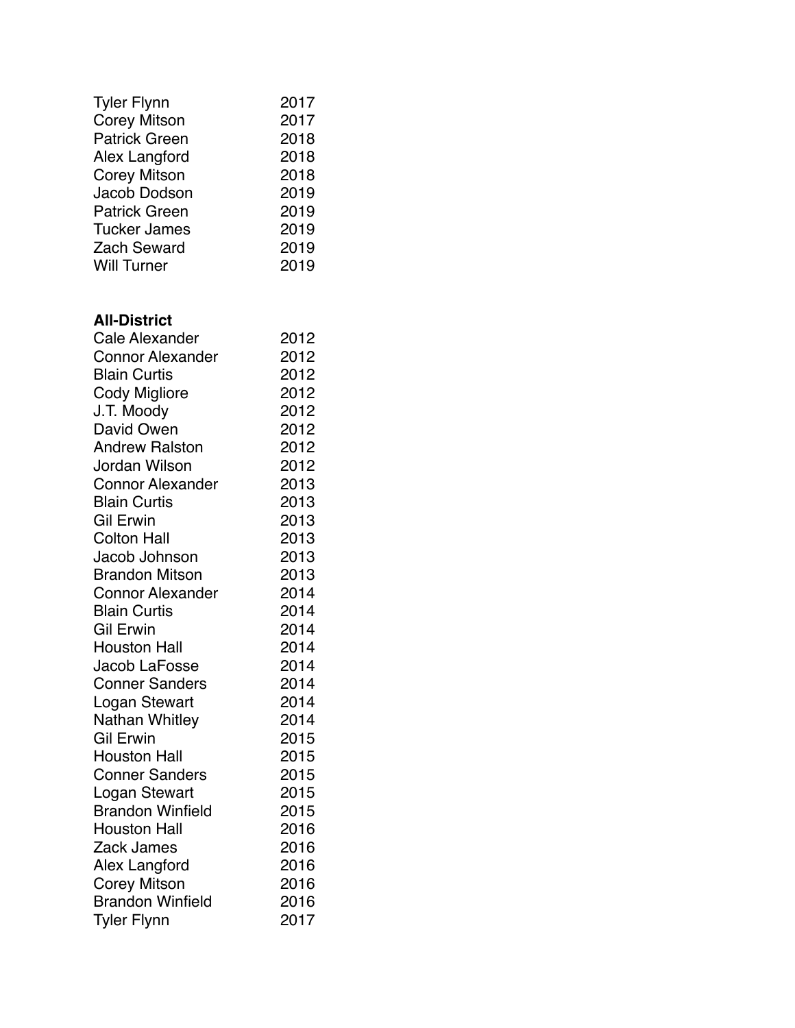| | |
|---|---|
| Tyler Flynn | 2017 |
| Corey Mitson | 2017 |
| Patrick Green | 2018 |
| Alex Langford | 2018 |
| Corey Mitson | 2018 |
| Jacob Dodson | 2019 |
| Patrick Green | 2019 |
| Tucker James | 2019 |
| Zach Seward | 2019 |
| Will Turner | 2019 |

**All-District**

| | |
|---|---|
| Cale Alexander | 2012 |
| Connor Alexander | 2012 |
| Blain Curtis | 2012 |
| Cody Migliore | 2012 |
| J.T. Moody | 2012 |
| David Owen | 2012 |
| Andrew Ralston | 2012 |
| Jordan Wilson | 2012 |
| Connor Alexander | 2013 |
| Blain Curtis | 2013 |
| Gil Erwin | 2013 |
| Colton Hall | 2013 |
| Jacob Johnson | 2013 |
| Brandon Mitson | 2013 |
| Connor Alexander | 2014 |
| Blain Curtis | 2014 |
| Gil Erwin | 2014 |
| Houston Hall | 2014 |
| Jacob LaFosse | 2014 |
| Conner Sanders | 2014 |
| Logan Stewart | 2014 |
| Nathan Whitley | 2014 |
| Gil Erwin | 2015 |
| Houston Hall | 2015 |
| Conner Sanders | 2015 |
| Logan Stewart | 2015 |
| Brandon Winfield | 2015 |
| Houston Hall | 2016 |
| Zack James | 2016 |
| Alex Langford | 2016 |
| Corey Mitson | 2016 |
| Brandon Winfield | 2016 |
| Tyler Flynn | 2017 |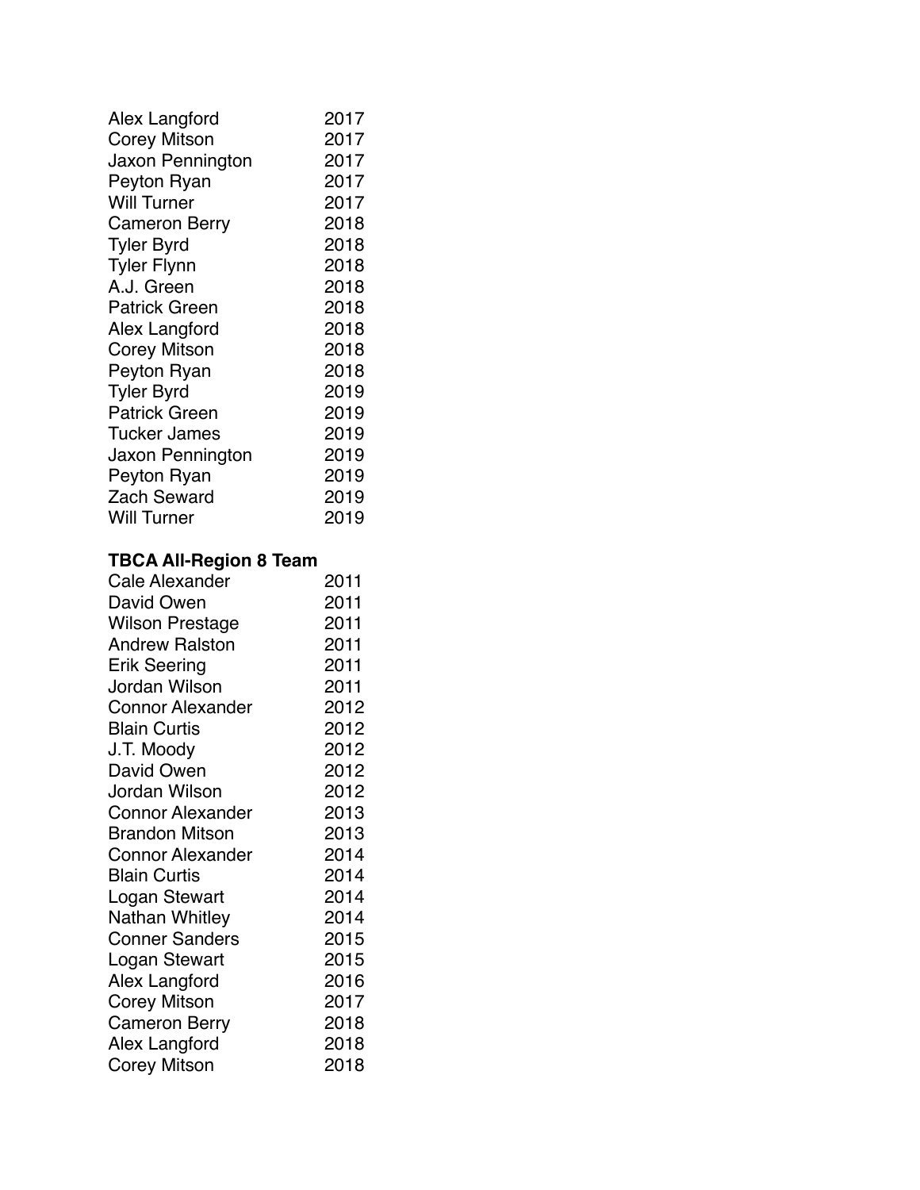| | |
|---|---|
| Alex Langford | 2017 |
| Corey Mitson | 2017 |
| Jaxon Pennington | 2017 |
| Peyton Ryan | 2017 |
| Will Turner | 2017 |
| Cameron Berry | 2018 |
| Tyler Byrd | 2018 |
| Tyler Flynn | 2018 |
| A.J. Green | 2018 |
| Patrick Green | 2018 |
| Alex Langford | 2018 |
| Corey Mitson | 2018 |
| Peyton Ryan | 2018 |
| Tyler Byrd | 2019 |
| Patrick Green | 2019 |
| Tucker James | 2019 |
| Jaxon Pennington | 2019 |
| Peyton Ryan | 2019 |
| Zach Seward | 2019 |
| Will Turner | 2019 |

**TBCA All-Region 8 Team**

| | |
|---|---|
| Cale Alexander | 2011 |
| David Owen | 2011 |
| Wilson Prestage | 2011 |
| Andrew Ralston | 2011 |
| Erik Seering | 2011 |
| Jordan Wilson | 2011 |
| Connor Alexander | 2012 |
| Blain Curtis | 2012 |
| J.T. Moody | 2012 |
| David Owen | 2012 |
| Jordan Wilson | 2012 |
| Connor Alexander | 2013 |
| Brandon Mitson | 2013 |
| Connor Alexander | 2014 |
| Blain Curtis | 2014 |
| Logan Stewart | 2014 |
| Nathan Whitley | 2014 |
| Conner Sanders | 2015 |
| Logan Stewart | 2015 |
| Alex Langford | 2016 |
| Corey Mitson | 2017 |
| Cameron Berry | 2018 |
| Alex Langford | 2018 |
| Corey Mitson | 2018 |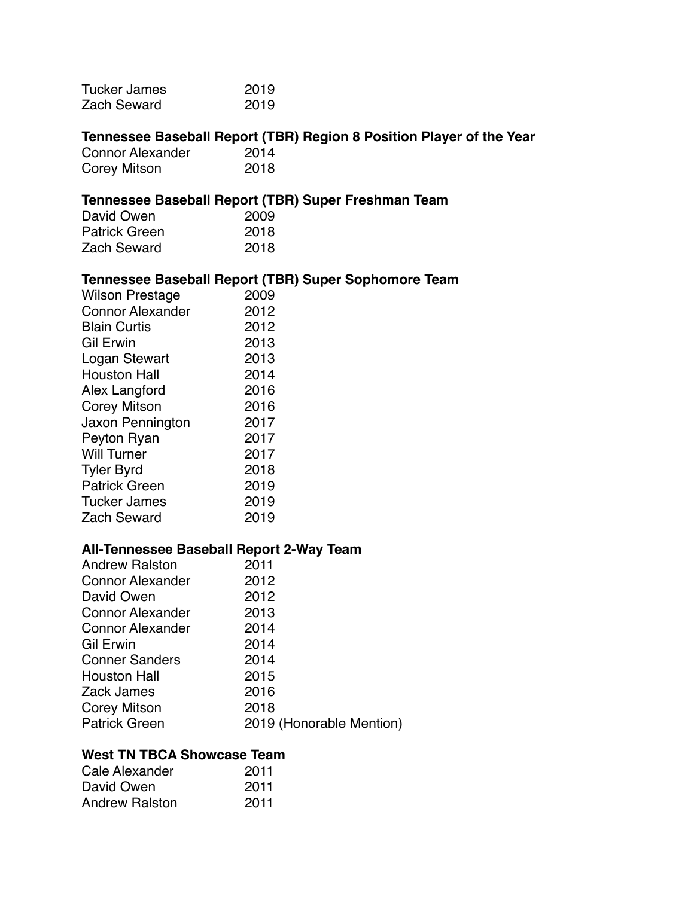| | |
|---|---|
| Tucker James | 2019 |
| Zach Seward | 2019 |

### Tennessee Baseball Report (TBR) Region 8 Position Player of the Year

| | |
|---|---|
| Connor Alexander | 2014 |
| Corey Mitson | 2018 |

### Tennessee Baseball Report (TBR) Super Freshman Team

| | |
|---|---|
| David Owen | 2009 |
| Patrick Green | 2018 |
| Zach Seward | 2018 |

### Tennessee Baseball Report (TBR) Super Sophomore Team

| | |
|---|---|
| Wilson Prestage | 2009 |
| Connor Alexander | 2012 |
| Blain Curtis | 2012 |
| Gil Erwin | 2013 |
| Logan Stewart | 2013 |
| Houston Hall | 2014 |
| Alex Langford | 2016 |
| Corey Mitson | 2016 |
| Jaxon Pennington | 2017 |
| Peyton Ryan | 2017 |
| Will Turner | 2017 |
| Tyler Byrd | 2018 |
| Patrick Green | 2019 |
| Tucker James | 2019 |
| Zach Seward | 2019 |

### All-Tennessee Baseball Report 2-Way Team

| | |
|---|---|
| Andrew Ralston | 2011 |
| Connor Alexander | 2012 |
| David Owen | 2012 |
| Connor Alexander | 2013 |
| Connor Alexander | 2014 |
| Gil Erwin | 2014 |
| Conner Sanders | 2014 |
| Houston Hall | 2015 |
| Zack James | 2016 |
| Corey Mitson | 2018 |
| Patrick Green | 2019 (Honorable Mention) |

### West TN TBCA Showcase Team

| | |
|---|---|
| Cale Alexander | 2011 |
| David Owen | 2011 |
| Andrew Ralston | 2011 |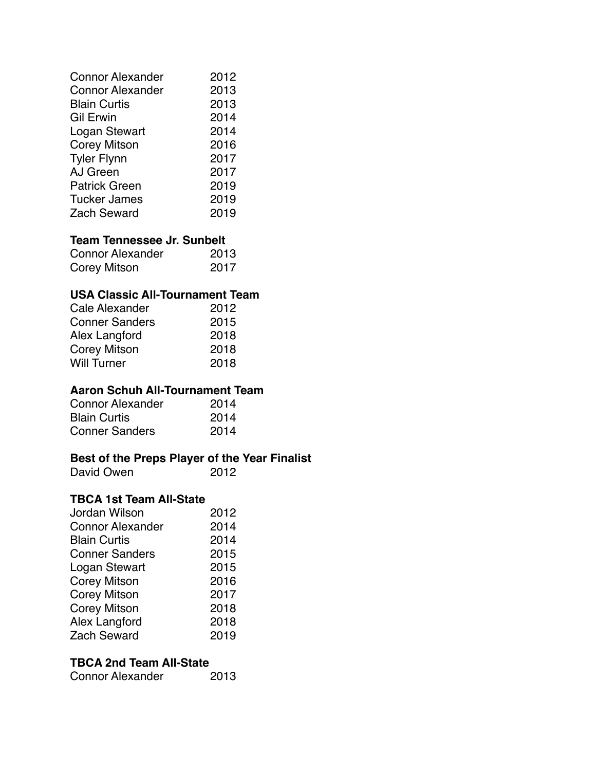Connor Alexander 2012
Connor Alexander 2013
Blain Curtis 2013
Gil Erwin 2014
Logan Stewart 2014
Corey Mitson 2016
Tyler Flynn 2017
AJ Green 2017
Patrick Green 2019
Tucker James 2019
Zach Seward 2019

**Team Tennessee Jr. Sunbelt**

Connor Alexander 2013
Corey Mitson 2017

**USA Classic All-Tournament Team**

Cale Alexander 2012
Conner Sanders 2015
Alex Langford 2018
Corey Mitson 2018
Will Turner 2018

**Aaron Schuh All-Tournament Team**

Connor Alexander 2014
Blain Curtis 2014
Conner Sanders 2014

**Best of the Preps Player of the Year Finalist**

David Owen 2012

**TBCA 1st Team All-State**

Jordan Wilson 2012
Connor Alexander 2014
Blain Curtis 2014
Conner Sanders 2015
Logan Stewart 2015
Corey Mitson 2016
Corey Mitson 2017
Corey Mitson 2018
Alex Langford 2018
Zach Seward 2019

**TBCA 2nd Team All-State**

Connor Alexander 2013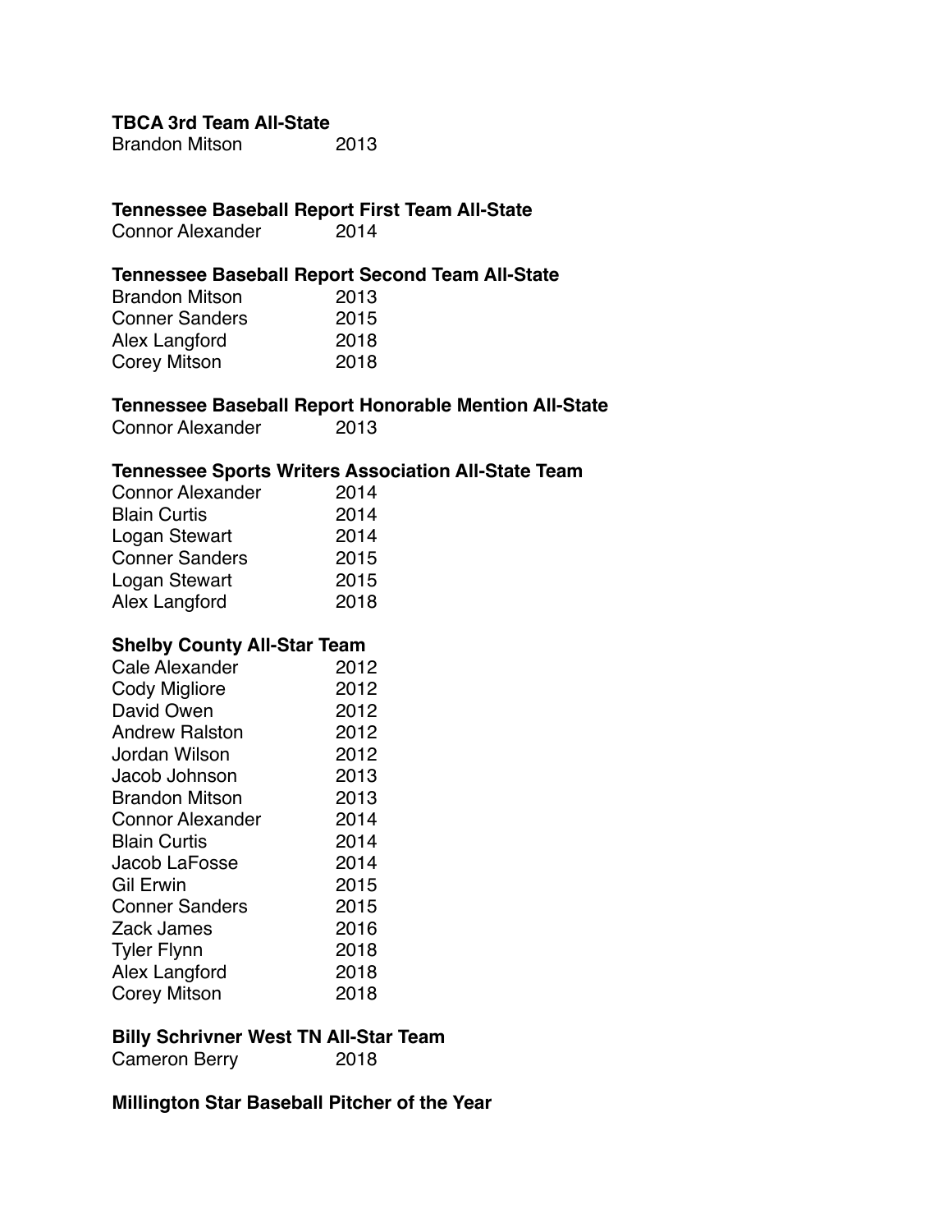**TBCA 3rd Team All-State**

| | |
|---|---|
| Brandon Mitson | 2013 |

**Tennessee Baseball Report First Team All-State**

| | |
|---|---|
| Connor Alexander | 2014 |

**Tennessee Baseball Report Second Team All-State**

| | |
|---|---|
| Brandon Mitson | 2013 |
| Conner Sanders | 2015 |
| Alex Langford | 2018 |
| Corey Mitson | 2018 |

**Tennessee Baseball Report Honorable Mention All-State**

| | |
|---|---|
| Connor Alexander | 2013 |

**Tennessee Sports Writers Association All-State Team**

| | |
|---|---|
| Connor Alexander | 2014 |
| Blain Curtis | 2014 |
| Logan Stewart | 2014 |
| Conner Sanders | 2015 |
| Logan Stewart | 2015 |
| Alex Langford | 2018 |

**Shelby County All-Star Team**

| | |
|---|---|
| Cale Alexander | 2012 |
| Cody Migliore | 2012 |
| David Owen | 2012 |
| Andrew Ralston | 2012 |
| Jordan Wilson | 2012 |
| Jacob Johnson | 2013 |
| Brandon Mitson | 2013 |
| Connor Alexander | 2014 |
| Blain Curtis | 2014 |
| Jacob LaFosse | 2014 |
| Gil Erwin | 2015 |
| Conner Sanders | 2015 |
| Zack James | 2016 |
| Tyler Flynn | 2018 |
| Alex Langford | 2018 |
| Corey Mitson | 2018 |

**Billy Schrivner West TN All-Star Team**

| | |
|---|---|
| Cameron Berry | 2018 |

**Millington Star Baseball Pitcher of the Year**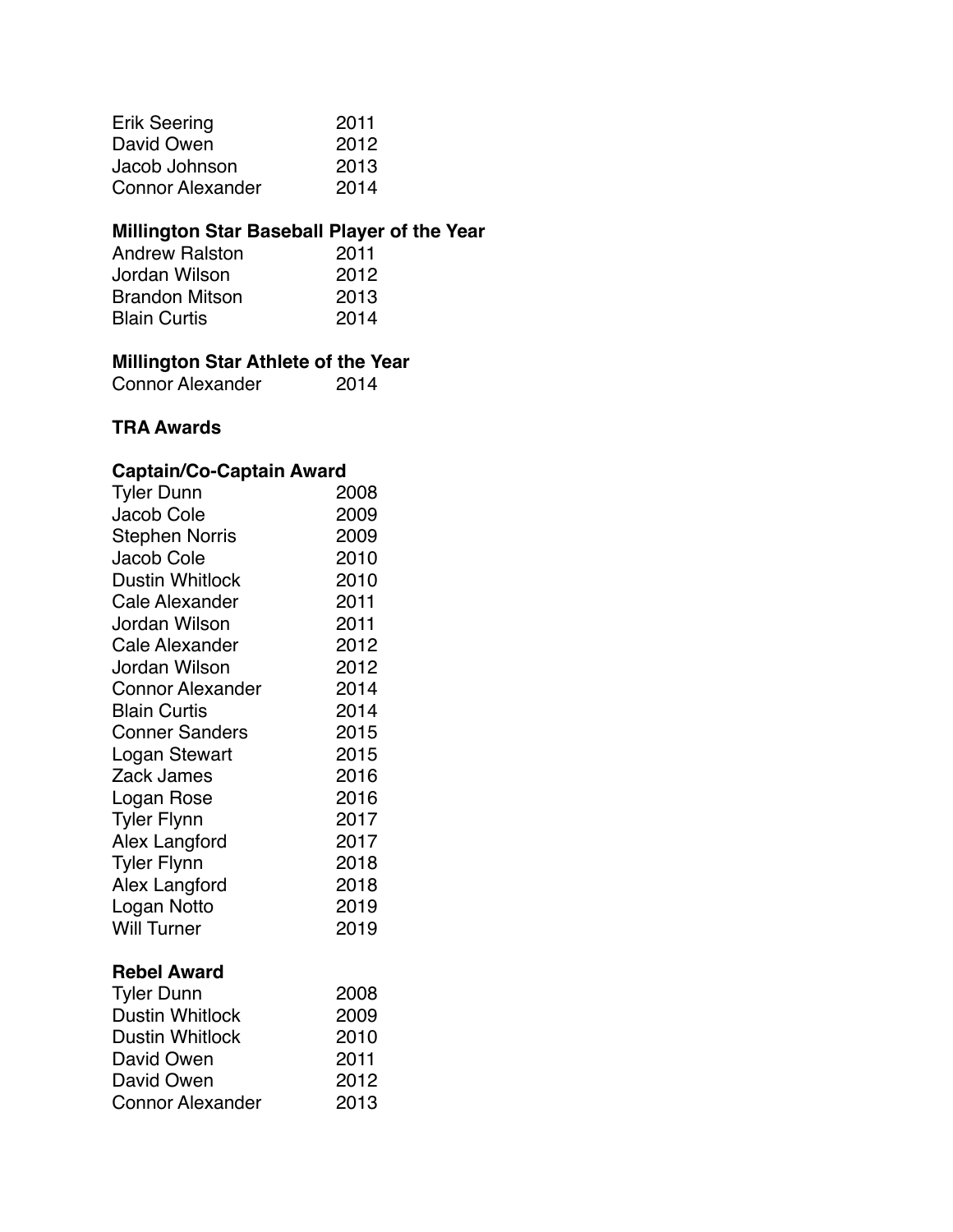| | |
|---|---|
| Erik Seering | 2011 |
| David Owen | 2012 |
| Jacob Johnson | 2013 |
| Connor Alexander | 2014 |

**Millington Star Baseball Player of the Year**

| | |
|---|---|
| Andrew Ralston | 2011 |
| Jordan Wilson | 2012 |
| Brandon Mitson | 2013 |
| Blain Curtis | 2014 |

**Millington Star Athlete of the Year**

| | |
|---|---|
| Connor Alexander | 2014 |

**TRA Awards**

**Captain/Co-Captain Award**

| | |
|---|---|
| Tyler Dunn | 2008 |
| Jacob Cole | 2009 |
| Stephen Norris | 2009 |
| Jacob Cole | 2010 |
| Dustin Whitlock | 2010 |
| Cale Alexander | 2011 |
| Jordan Wilson | 2011 |
| Cale Alexander | 2012 |
| Jordan Wilson | 2012 |
| Connor Alexander | 2014 |
| Blain Curtis | 2014 |
| Conner Sanders | 2015 |
| Logan Stewart | 2015 |
| Zack James | 2016 |
| Logan Rose | 2016 |
| Tyler Flynn | 2017 |
| Alex Langford | 2017 |
| Tyler Flynn | 2018 |
| Alex Langford | 2018 |
| Logan Notto | 2019 |
| Will Turner | 2019 |

**Rebel Award**

| | |
|---|---|
| Tyler Dunn | 2008 |
| Dustin Whitlock | 2009 |
| Dustin Whitlock | 2010 |
| David Owen | 2011 |
| David Owen | 2012 |
| Connor Alexander | 2013 |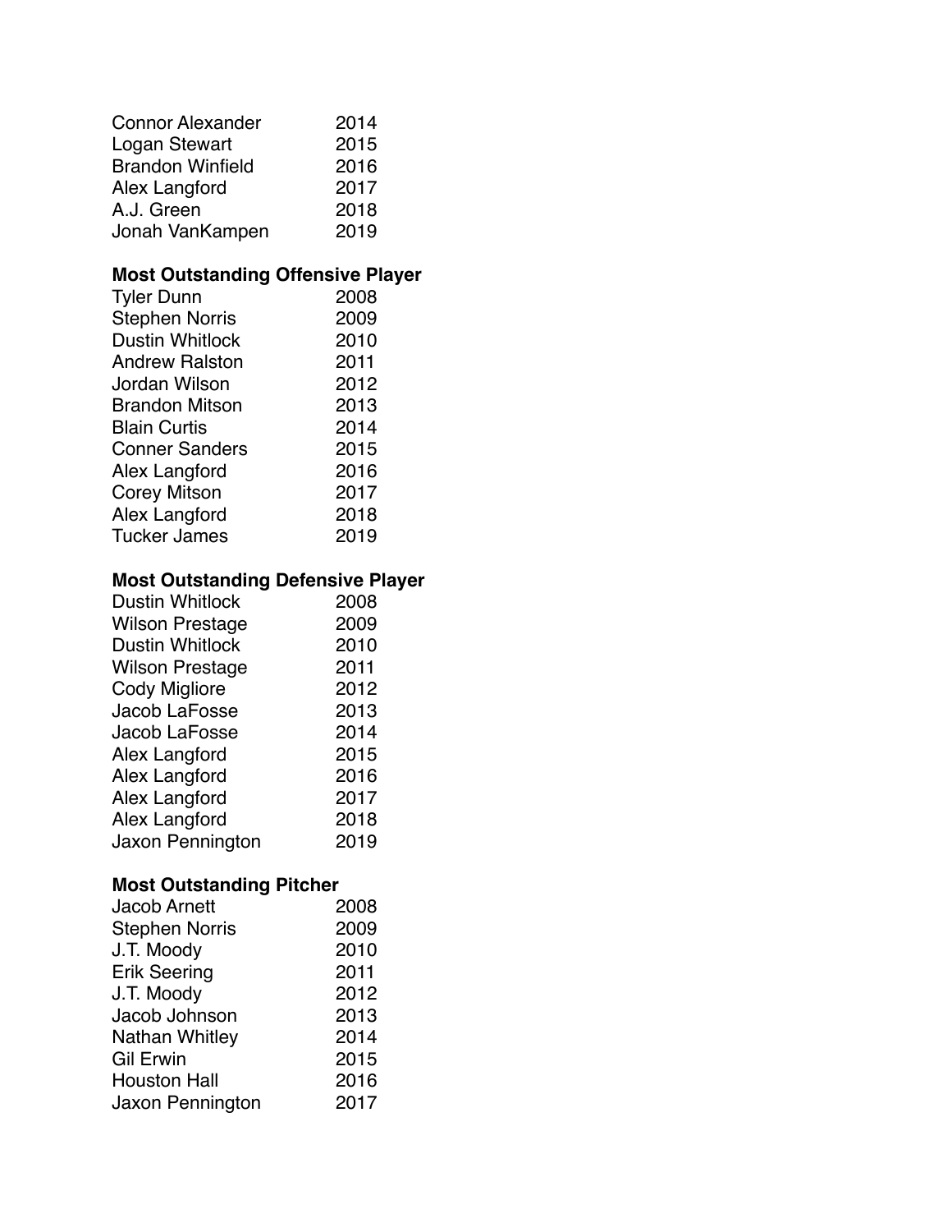| | |
|---|---|
| Connor Alexander | 2014 |
| Logan Stewart | 2015 |
| Brandon Winfield | 2016 |
| Alex Langford | 2017 |
| A.J. Green | 2018 |
| Jonah VanKampen | 2019 |

**Most Outstanding Offensive Player**

| | |
|---|---|
| Tyler Dunn | 2008 |
| Stephen Norris | 2009 |
| Dustin Whitlock | 2010 |
| Andrew Ralston | 2011 |
| Jordan Wilson | 2012 |
| Brandon Mitson | 2013 |
| Blain Curtis | 2014 |
| Conner Sanders | 2015 |
| Alex Langford | 2016 |
| Corey Mitson | 2017 |
| Alex Langford | 2018 |
| Tucker James | 2019 |

**Most Outstanding Defensive Player**

| | |
|---|---|
| Dustin Whitlock | 2008 |
| Wilson Prestage | 2009 |
| Dustin Whitlock | 2010 |
| Wilson Prestage | 2011 |
| Cody Migliore | 2012 |
| Jacob LaFosse | 2013 |
| Jacob LaFosse | 2014 |
| Alex Langford | 2015 |
| Alex Langford | 2016 |
| Alex Langford | 2017 |
| Alex Langford | 2018 |
| Jaxon Pennington | 2019 |

**Most Outstanding Pitcher**

| | |
|---|---|
| Jacob Arnett | 2008 |
| Stephen Norris | 2009 |
| J.T. Moody | 2010 |
| Erik Seering | 2011 |
| J.T. Moody | 2012 |
| Jacob Johnson | 2013 |
| Nathan Whitley | 2014 |
| Gil Erwin | 2015 |
| Houston Hall | 2016 |
| Jaxon Pennington | 2017 |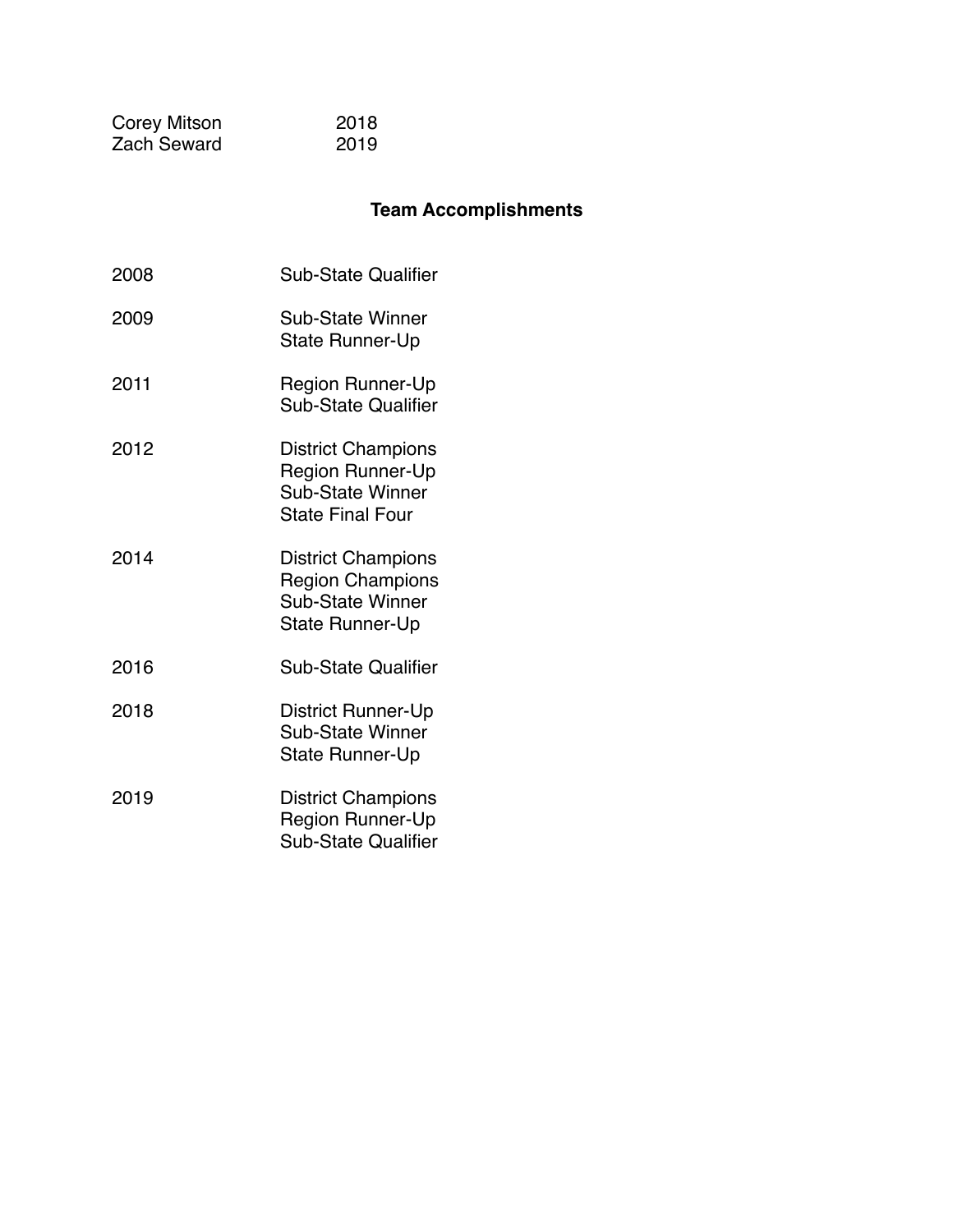| | |
|---|---|
| Corey Mitson | 2018 |
| Zach Seward | 2019 |

## Team Accomplishments

| | |
|---|---|
| 2008 | Sub-State Qualifier |
| 2009 | Sub-State Winner<br>State Runner-Up |
| 2011 | Region Runner-Up<br>Sub-State Qualifier |
| 2012 | District Champions<br>Region Runner-Up<br>Sub-State Winner<br>State Final Four |
| 2014 | District Champions<br>Region Champions<br>Sub-State Winner<br>State Runner-Up |
| 2016 | Sub-State Qualifier |
| 2018 | District Runner-Up<br>Sub-State Winner<br>State Runner-Up |
| 2019 | District Champions<br>Region Runner-Up<br>Sub-State Qualifier |